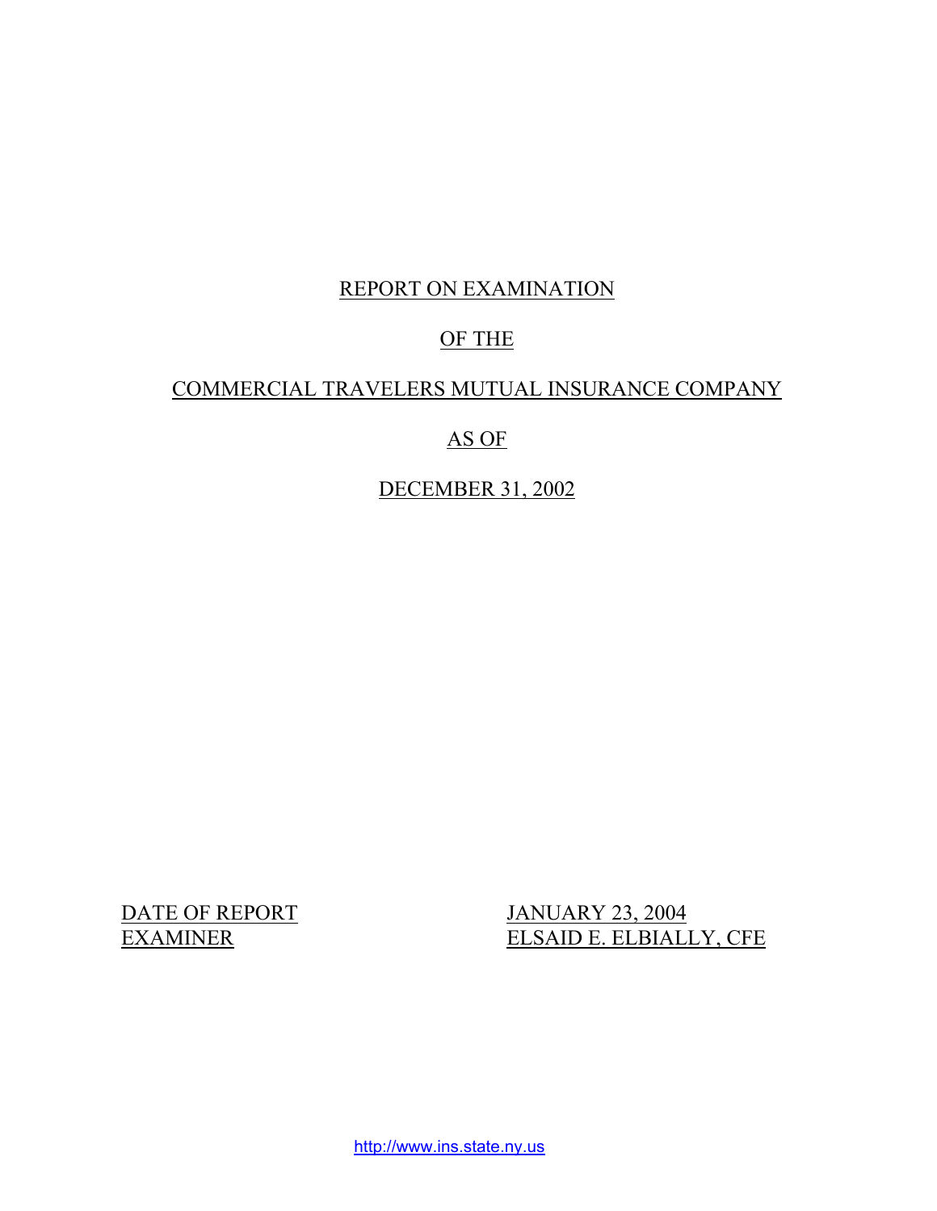REPORT ON EXAMINATION

OF THE

COMMERCIAL TRAVELERS MUTUAL INSURANCE COMPANY

AS OF

DECEMBER 31, 2002

| | |
|---|---|
| DATE OF REPORT | JANUARY 23, 2004 |
| EXAMINER | ELSAID E. ELBIALLY, CFE |

http://www.ins.state.ny.us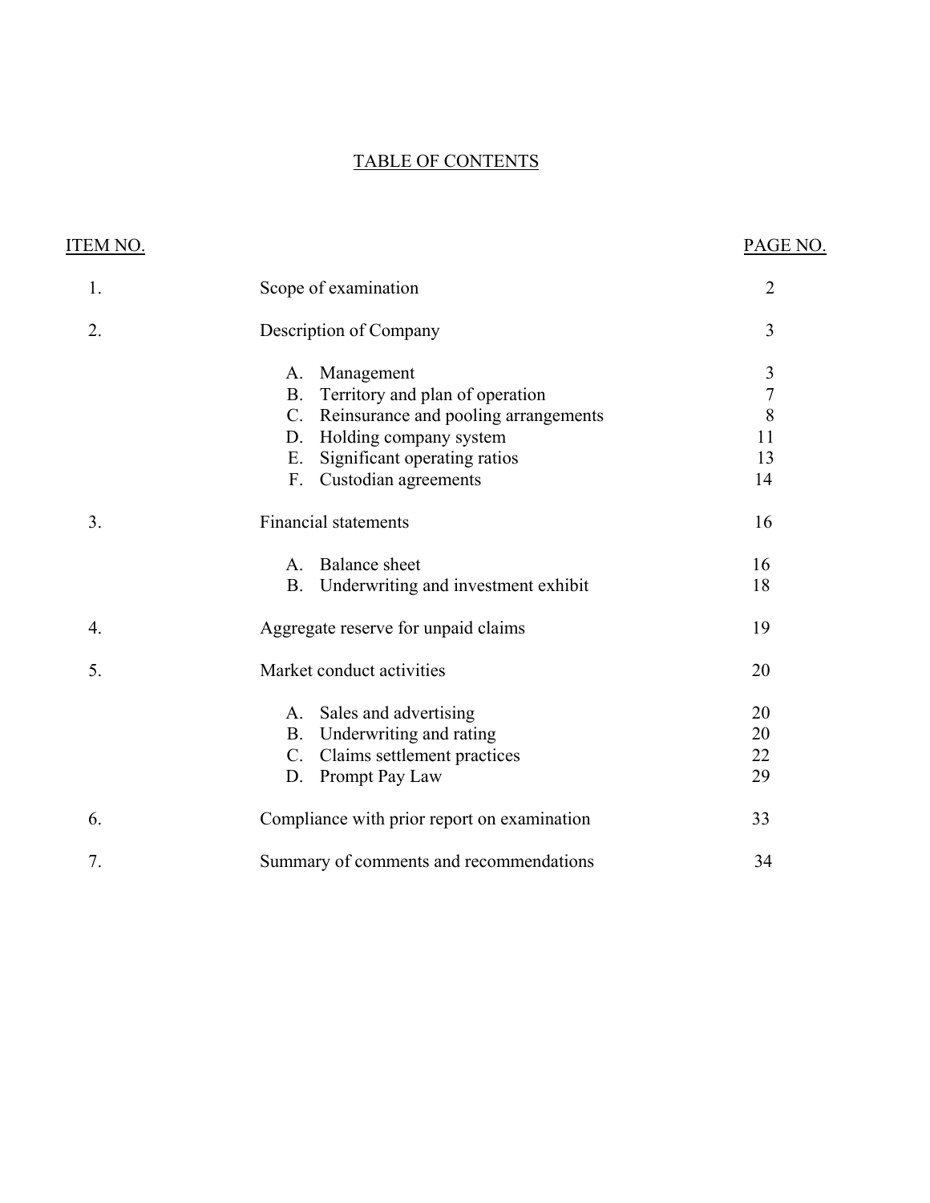# TABLE OF CONTENTS

| ITEM NO. | | PAGE NO. |
|---|---|---|
| 1. | Scope of examination | 2 |
| 2. | Description of Company | 3 |
| | A. Management | 3 |
| | B. Territory and plan of operation | 7 |
| | C. Reinsurance and pooling arrangements | 8 |
| | D. Holding company system | 11 |
| | E. Significant operating ratios | 13 |
| | F. Custodian agreements | 14 |
| 3. | Financial statements | 16 |
| | A. Balance sheet | 16 |
| | B. Underwriting and investment exhibit | 18 |
| 4. | Aggregate reserve for unpaid claims | 19 |
| 5. | Market conduct activities | 20 |
| | A. Sales and advertising | 20 |
| | B. Underwriting and rating | 20 |
| | C. Claims settlement practices | 22 |
| | D. Prompt Pay Law | 29 |
| 6. | Compliance with prior report on examination | 33 |
| 7. | Summary of comments and recommendations | 34 |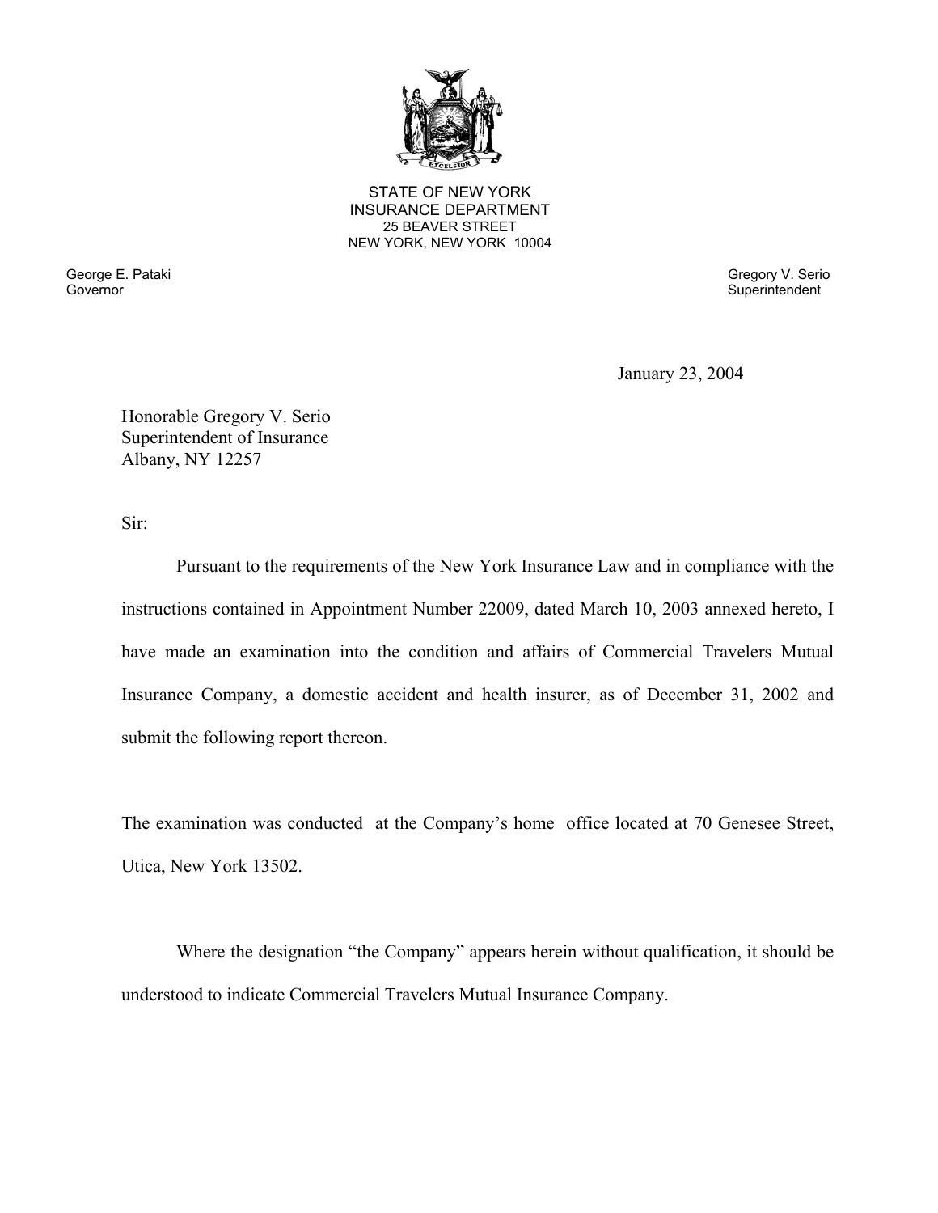STATE OF NEW YORK
INSURANCE DEPARTMENT
25 BEAVER STREET
NEW YORK, NEW YORK 10004

George E. Pataki
Governor

Gregory V. Serio
Superintendent

January 23, 2004

Honorable Gregory V. Serio
Superintendent of Insurance
Albany, NY 12257

Sir:

Pursuant to the requirements of the New York Insurance Law and in compliance with the instructions contained in Appointment Number 22009, dated March 10, 2003 annexed hereto, I have made an examination into the condition and affairs of Commercial Travelers Mutual Insurance Company, a domestic accident and health insurer, as of December 31, 2002 and submit the following report thereon.

The examination was conducted at the Company's home office located at 70 Genesee Street, Utica, New York 13502.

Where the designation "the Company" appears herein without qualification, it should be understood to indicate Commercial Travelers Mutual Insurance Company.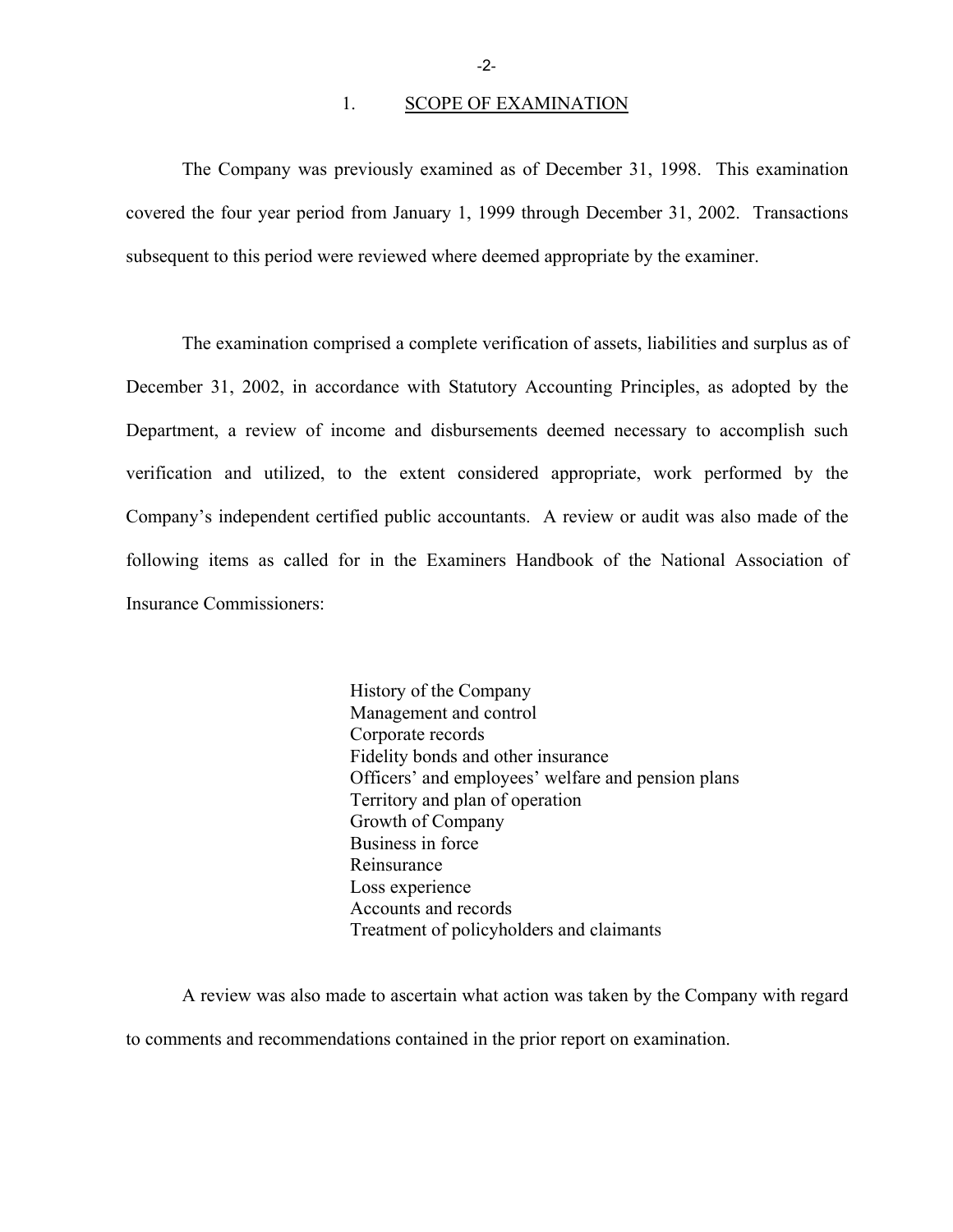## 1. SCOPE OF EXAMINATION

The Company was previously examined as of December 31, 1998. This examination covered the four year period from January 1, 1999 through December 31, 2002. Transactions subsequent to this period were reviewed where deemed appropriate by the examiner.

The examination comprised a complete verification of assets, liabilities and surplus as of December 31, 2002, in accordance with Statutory Accounting Principles, as adopted by the Department, a review of income and disbursements deemed necessary to accomplish such verification and utilized, to the extent considered appropriate, work performed by the Company's independent certified public accountants. A review or audit was also made of the following items as called for in the Examiners Handbook of the National Association of Insurance Commissioners:

- History of the Company
- Management and control
- Corporate records
- Fidelity bonds and other insurance
- Officers' and employees' welfare and pension plans
- Territory and plan of operation
- Growth of Company
- Business in force
- Reinsurance
- Loss experience
- Accounts and records
- Treatment of policyholders and claimants

A review was also made to ascertain what action was taken by the Company with regard to comments and recommendations contained in the prior report on examination.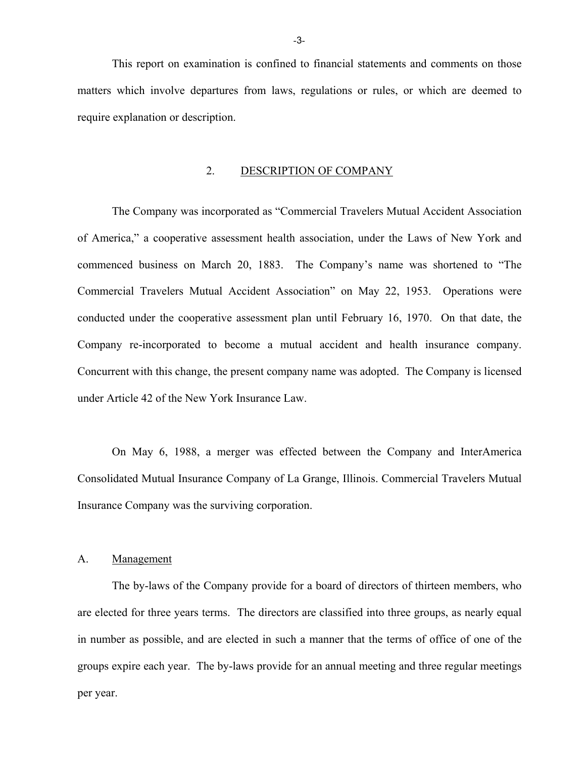This report on examination is confined to financial statements and comments on those matters which involve departures from laws, regulations or rules, or which are deemed to require explanation or description.

## 2. DESCRIPTION OF COMPANY

The Company was incorporated as "Commercial Travelers Mutual Accident Association of America," a cooperative assessment health association, under the Laws of New York and commenced business on March 20, 1883. The Company's name was shortened to "The Commercial Travelers Mutual Accident Association" on May 22, 1953. Operations were conducted under the cooperative assessment plan until February 16, 1970. On that date, the Company re-incorporated to become a mutual accident and health insurance company. Concurrent with this change, the present company name was adopted. The Company is licensed under Article 42 of the New York Insurance Law.

On May 6, 1988, a merger was effected between the Company and InterAmerica Consolidated Mutual Insurance Company of La Grange, Illinois. Commercial Travelers Mutual Insurance Company was the surviving corporation.

### A. Management

The by-laws of the Company provide for a board of directors of thirteen members, who are elected for three years terms. The directors are classified into three groups, as nearly equal in number as possible, and are elected in such a manner that the terms of office of one of the groups expire each year. The by-laws provide for an annual meeting and three regular meetings per year.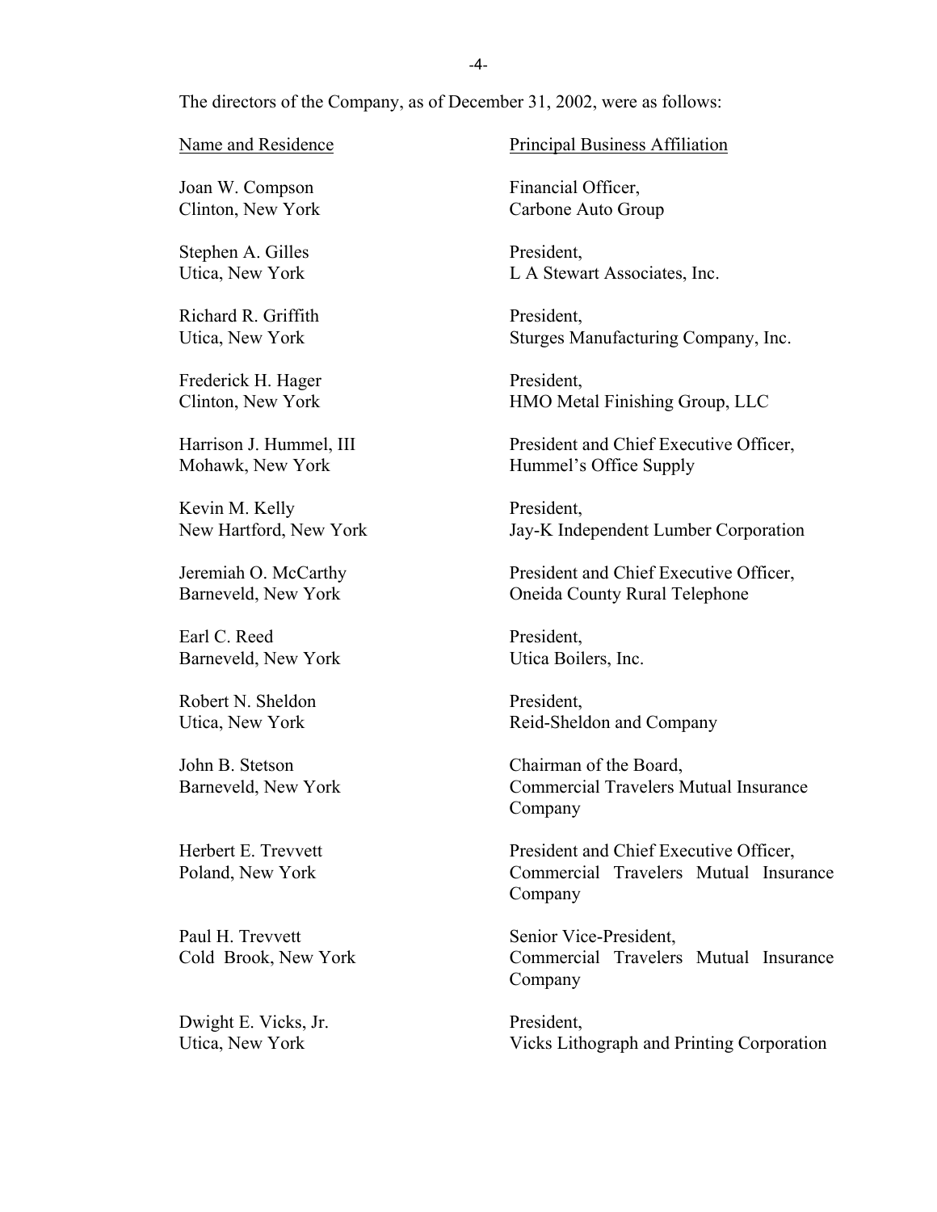The directors of the Company, as of December 31, 2002, were as follows:

| Name and Residence | Principal Business Affiliation |
| --- | --- |
| Joan W. Compson<br>Clinton, New York | Financial Officer,<br>Carbone Auto Group |
| Stephen A. Gilles<br>Utica, New York | President,<br>L A Stewart Associates, Inc. |
| Richard R. Griffith<br>Utica, New York | President,<br>Sturges Manufacturing Company, Inc. |
| Frederick H. Hager<br>Clinton, New York | President,<br>HMO Metal Finishing Group, LLC |
| Harrison J. Hummel, III<br>Mohawk, New York | President and Chief Executive Officer,<br>Hummel's Office Supply |
| Kevin M. Kelly<br>New Hartford, New York | President,<br>Jay-K Independent Lumber Corporation |
| Jeremiah O. McCarthy<br>Barneveld, New York | President and Chief Executive Officer,<br>Oneida County Rural Telephone |
| Earl C. Reed<br>Barneveld, New York | President,<br>Utica Boilers, Inc. |
| Robert N. Sheldon<br>Utica, New York | President,<br>Reid-Sheldon and Company |
| John B. Stetson<br>Barneveld, New York | Chairman of the Board,<br>Commercial Travelers Mutual Insurance Company |
| Herbert E. Trevvett<br>Poland, New York | President and Chief Executive Officer,<br>Commercial Travelers Mutual Insurance Company |
| Paul H. Trevvett<br>Cold Brook, New York | Senior Vice-President,<br>Commercial Travelers Mutual Insurance Company |
| Dwight E. Vicks, Jr.<br>Utica, New York | President,<br>Vicks Lithograph and Printing Corporation |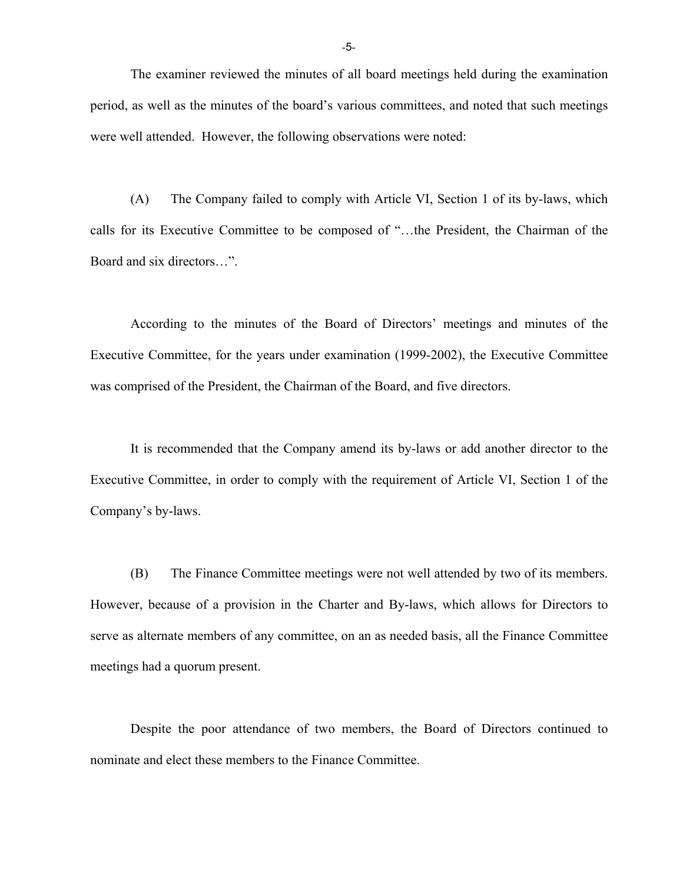The examiner reviewed the minutes of all board meetings held during the examination period, as well as the minutes of the board's various committees, and noted that such meetings were well attended. However, the following observations were noted:

(A) The Company failed to comply with Article VI, Section 1 of its by-laws, which calls for its Executive Committee to be composed of "…the President, the Chairman of the Board and six directors…".

According to the minutes of the Board of Directors' meetings and minutes of the Executive Committee, for the years under examination (1999-2002), the Executive Committee was comprised of the President, the Chairman of the Board, and five directors.

It is recommended that the Company amend its by-laws or add another director to the Executive Committee, in order to comply with the requirement of Article VI, Section 1 of the Company's by-laws.

(B) The Finance Committee meetings were not well attended by two of its members. However, because of a provision in the Charter and By-laws, which allows for Directors to serve as alternate members of any committee, on an as needed basis, all the Finance Committee meetings had a quorum present.

Despite the poor attendance of two members, the Board of Directors continued to nominate and elect these members to the Finance Committee.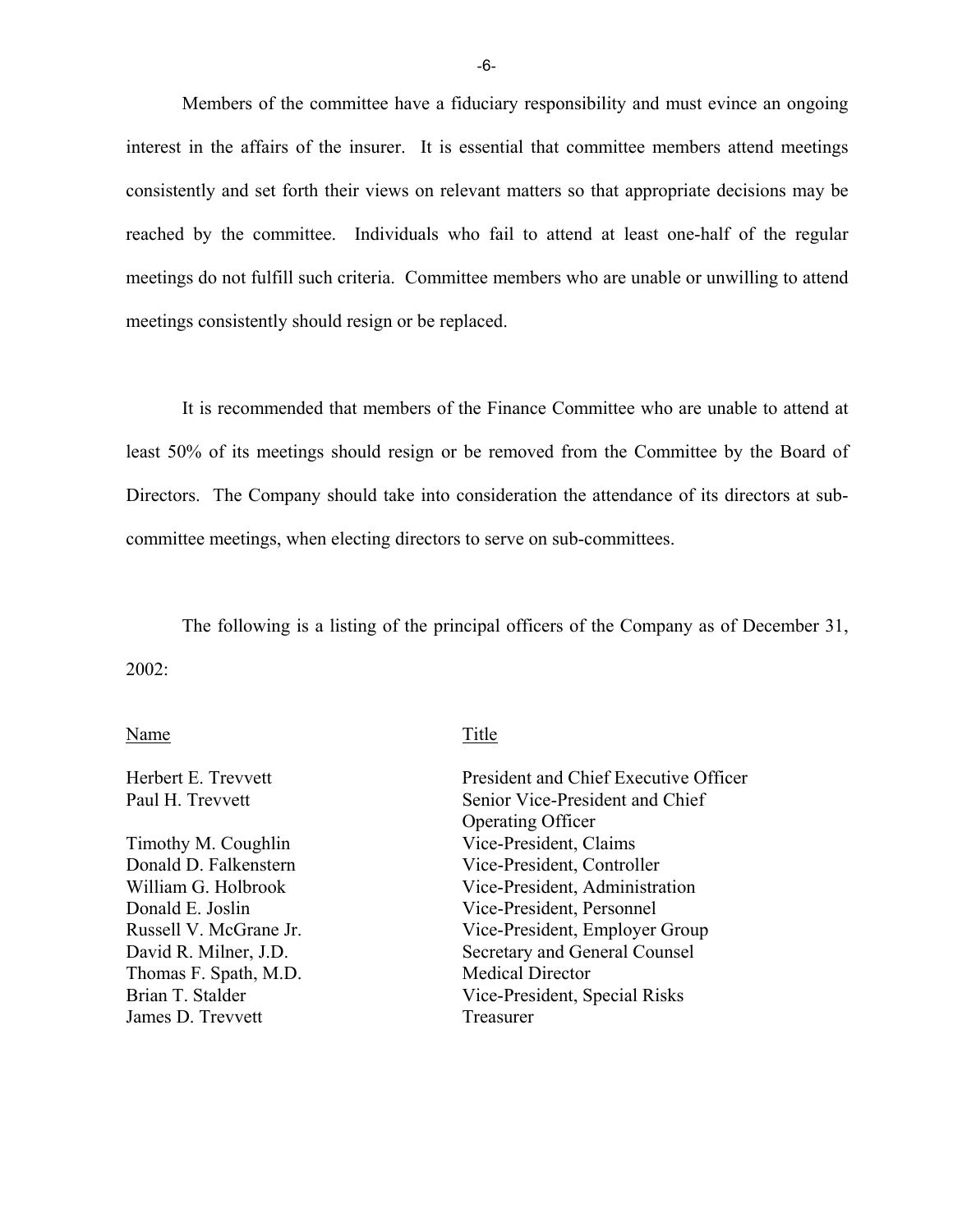Members of the committee have a fiduciary responsibility and must evince an ongoing interest in the affairs of the insurer. It is essential that committee members attend meetings consistently and set forth their views on relevant matters so that appropriate decisions may be reached by the committee. Individuals who fail to attend at least one-half of the regular meetings do not fulfill such criteria. Committee members who are unable or unwilling to attend meetings consistently should resign or be replaced.

It is recommended that members of the Finance Committee who are unable to attend at least 50% of its meetings should resign or be removed from the Committee by the Board of Directors. The Company should take into consideration the attendance of its directors at sub-committee meetings, when electing directors to serve on sub-committees.

The following is a listing of the principal officers of the Company as of December 31, 2002:

| Name | Title |
|---|---|
| Herbert E. Trevvett | President and Chief Executive Officer |
| Paul H. Trevvett | Senior Vice-President and Chief Operating Officer |
| Timothy M. Coughlin | Vice-President, Claims |
| Donald D. Falkenstern | Vice-President, Controller |
| William G. Holbrook | Vice-President, Administration |
| Donald E. Joslin | Vice-President, Personnel |
| Russell V. McGrane Jr. | Vice-President, Employer Group |
| David R. Milner, J.D. | Secretary and General Counsel |
| Thomas F. Spath, M.D. | Medical Director |
| Brian T. Stalder | Vice-President, Special Risks |
| James D. Trevvett | Treasurer |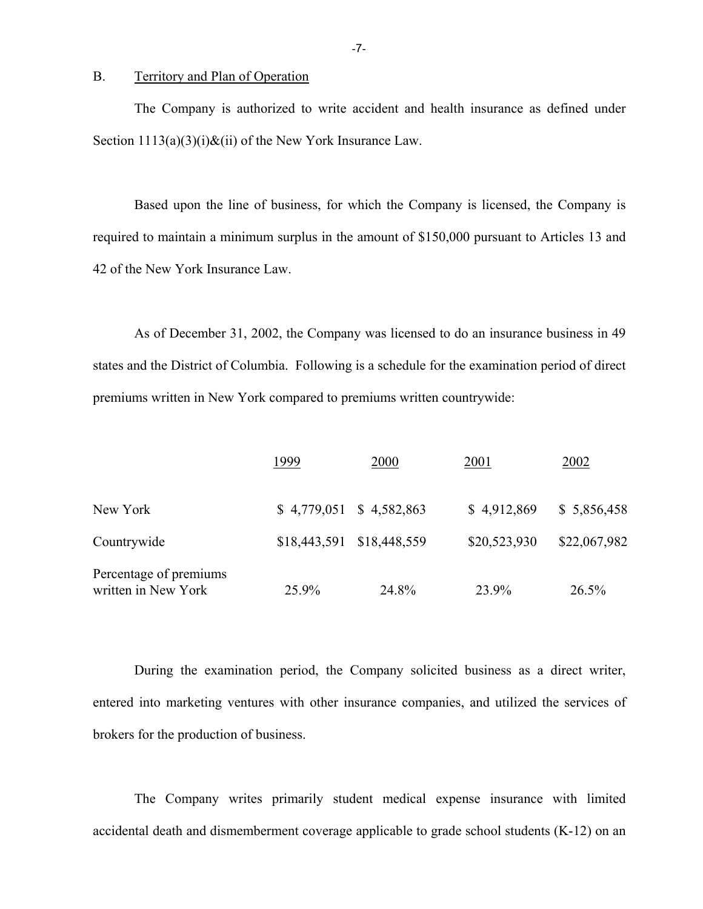## B. Territory and Plan of Operation

The Company is authorized to write accident and health insurance as defined under Section 1113(a)(3)(i)&(ii) of the New York Insurance Law.

Based upon the line of business, for which the Company is licensed, the Company is required to maintain a minimum surplus in the amount of $150,000 pursuant to Articles 13 and 42 of the New York Insurance Law.

As of December 31, 2002, the Company was licensed to do an insurance business in 49 states and the District of Columbia. Following is a schedule for the examination period of direct premiums written in New York compared to premiums written countrywide:

| | 1999 | 2000 | 2001 | 2002 |
|---|---|---|---|---|
| New York | $ 4,779,051 | $ 4,582,863 | $ 4,912,869 | $ 5,856,458 |
| Countrywide | $18,443,591 | $18,448,559 | $20,523,930 | $22,067,982 |
| Percentage of premiums written in New York | 25.9% | 24.8% | 23.9% | 26.5% |

During the examination period, the Company solicited business as a direct writer, entered into marketing ventures with other insurance companies, and utilized the services of brokers for the production of business.

The Company writes primarily student medical expense insurance with limited accidental death and dismemberment coverage applicable to grade school students (K-12) on an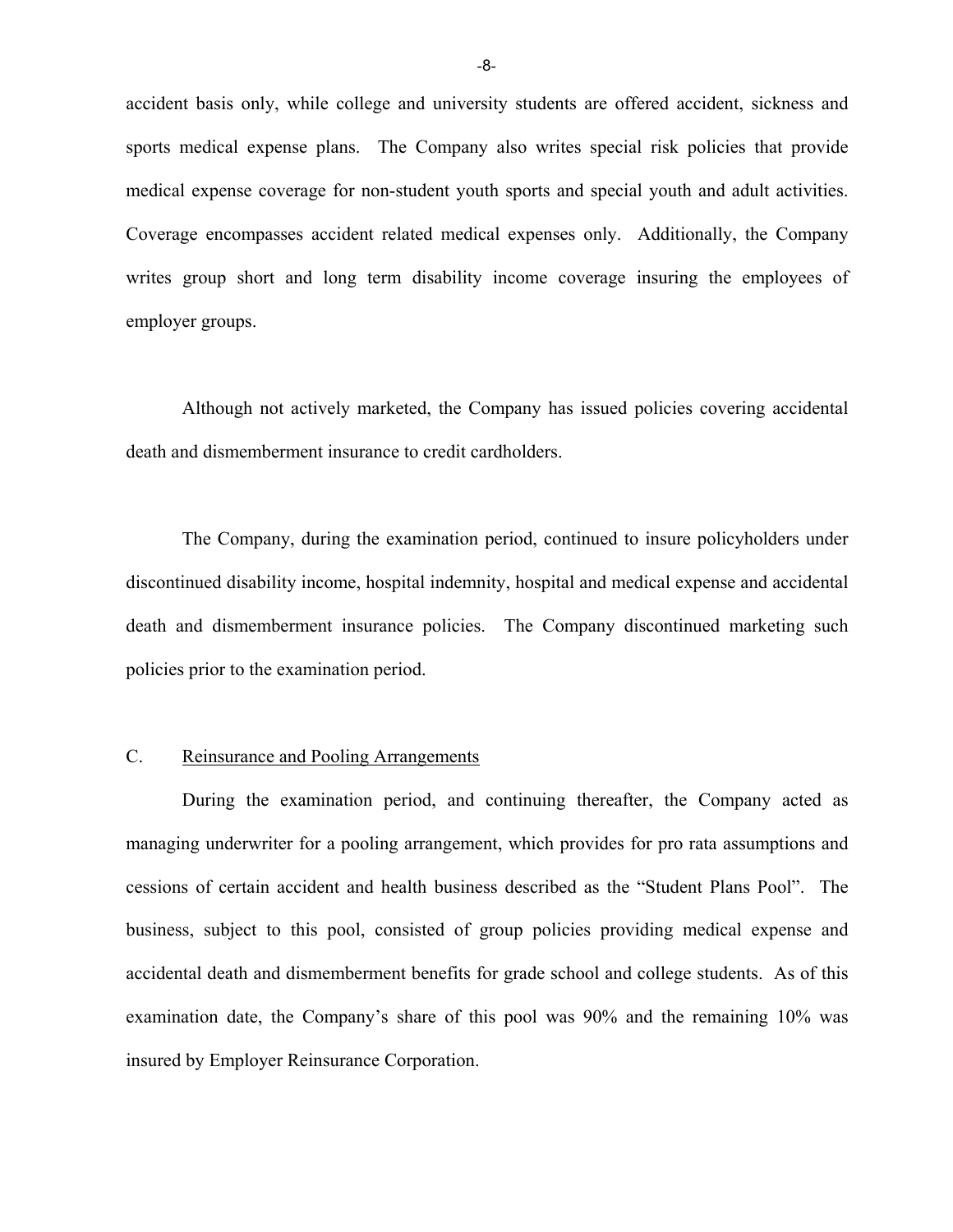accident basis only, while college and university students are offered accident, sickness and sports medical expense plans. The Company also writes special risk policies that provide medical expense coverage for non-student youth sports and special youth and adult activities. Coverage encompasses accident related medical expenses only. Additionally, the Company writes group short and long term disability income coverage insuring the employees of employer groups.

Although not actively marketed, the Company has issued policies covering accidental death and dismemberment insurance to credit cardholders.

The Company, during the examination period, continued to insure policyholders under discontinued disability income, hospital indemnity, hospital and medical expense and accidental death and dismemberment insurance policies. The Company discontinued marketing such policies prior to the examination period.

### C. Reinsurance and Pooling Arrangements

During the examination period, and continuing thereafter, the Company acted as managing underwriter for a pooling arrangement, which provides for pro rata assumptions and cessions of certain accident and health business described as the "Student Plans Pool". The business, subject to this pool, consisted of group policies providing medical expense and accidental death and dismemberment benefits for grade school and college students. As of this examination date, the Company's share of this pool was 90% and the remaining 10% was insured by Employer Reinsurance Corporation.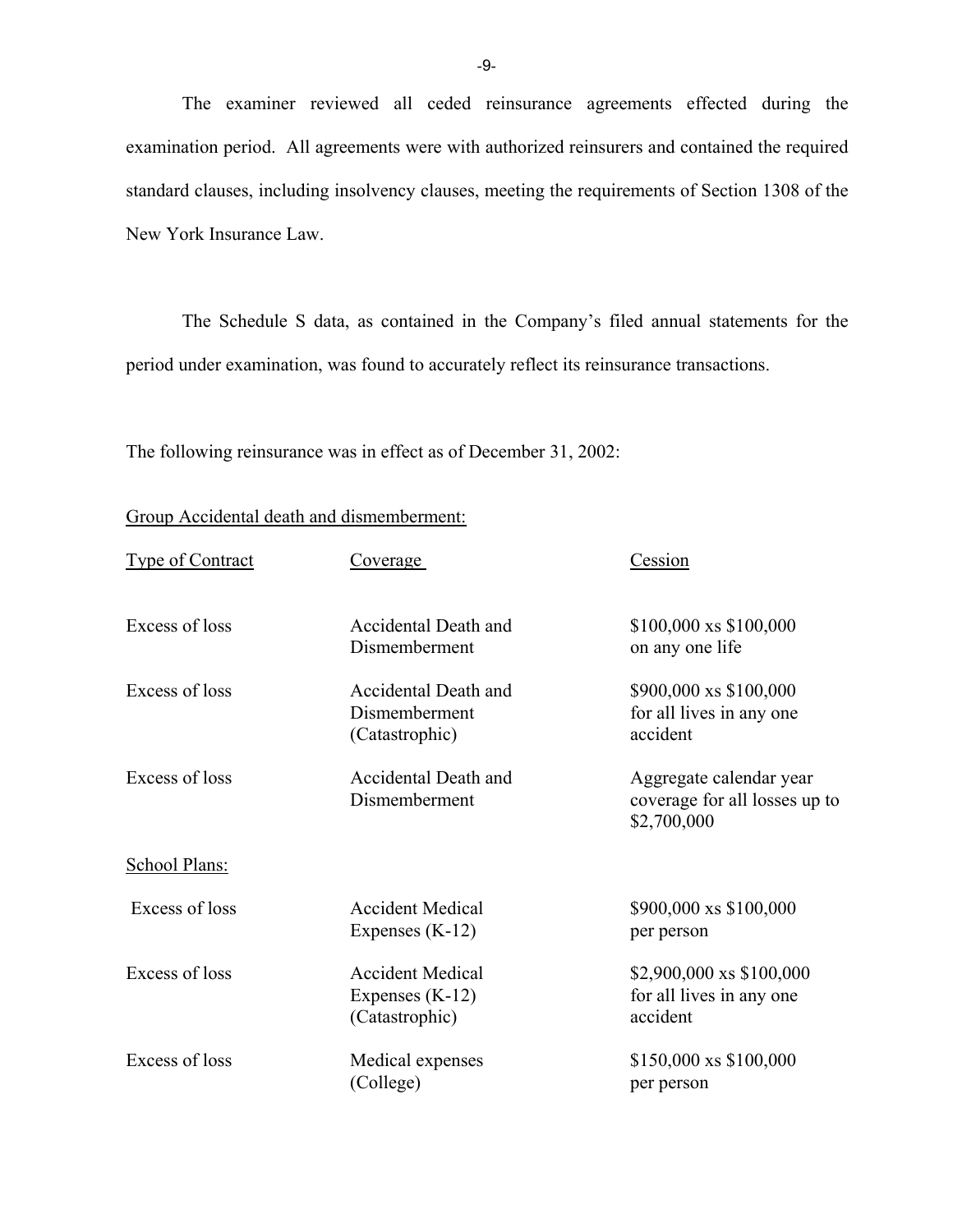The examiner reviewed all ceded reinsurance agreements effected during the examination period. All agreements were with authorized reinsurers and contained the required standard clauses, including insolvency clauses, meeting the requirements of Section 1308 of the New York Insurance Law.

The Schedule S data, as contained in the Company's filed annual statements for the period under examination, was found to accurately reflect its reinsurance transactions.

The following reinsurance was in effect as of December 31, 2002:

<u>Group Accidental death and dismemberment:</u>

| Type of Contract | Coverage | Cession |
|---|---|---|
| Excess of loss | Accidental Death and Dismemberment | \$100,000 xs \$100,000 on any one life |
| Excess of loss | Accidental Death and Dismemberment (Catastrophic) | \$900,000 xs \$100,000 for all lives in any one accident |
| Excess of loss | Accidental Death and Dismemberment | Aggregate calendar year coverage for all losses up to \$2,700,000 |
| <u>School Plans:</u> | | |
| Excess of loss | Accident Medical Expenses (K-12) | \$900,000 xs \$100,000 per person |
| Excess of loss | Accident Medical Expenses (K-12) (Catastrophic) | \$2,900,000 xs \$100,000 for all lives in any one accident |
| Excess of loss | Medical expenses (College) | \$150,000 xs \$100,000 per person |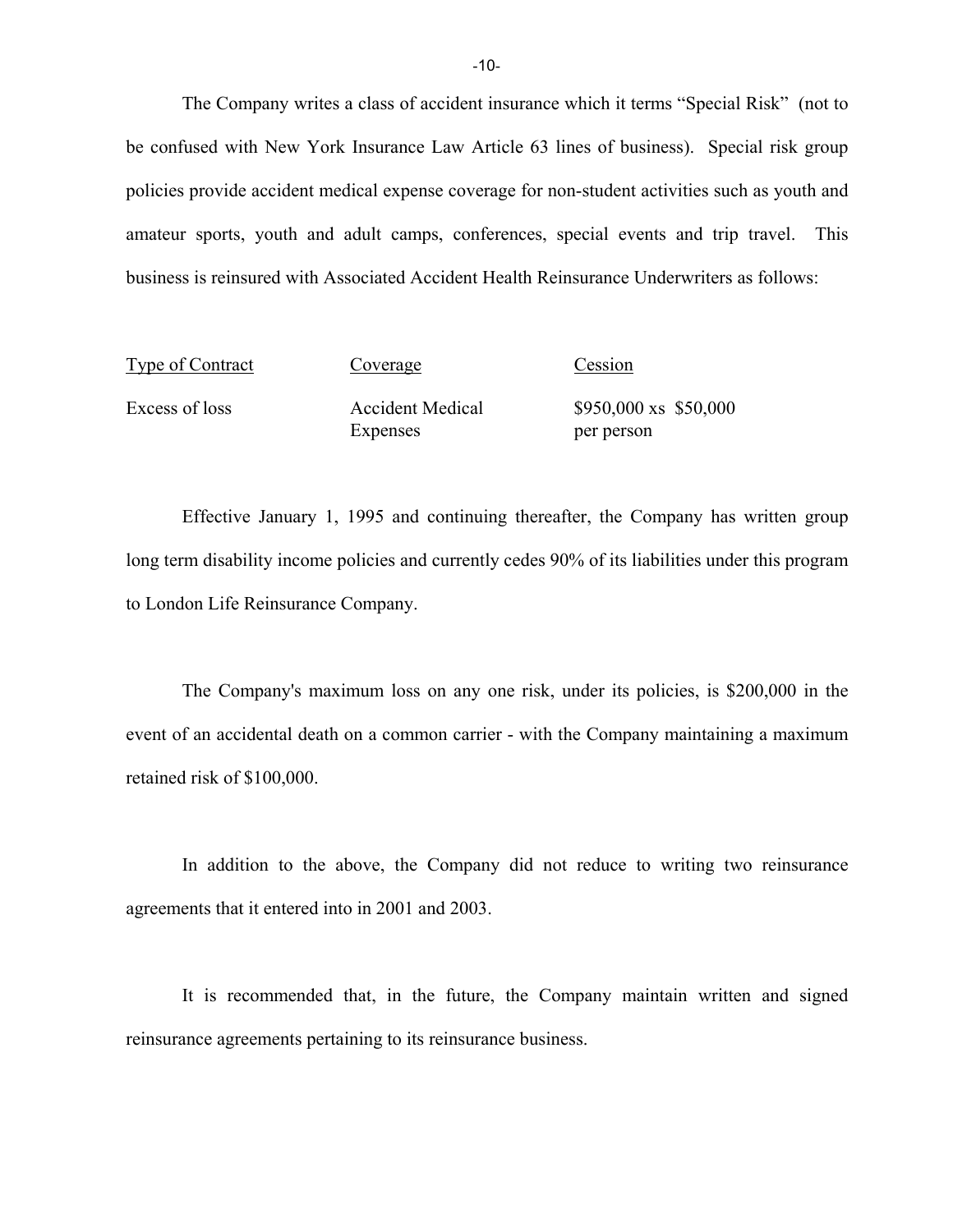The Company writes a class of accident insurance which it terms "Special Risk" (not to be confused with New York Insurance Law Article 63 lines of business). Special risk group policies provide accident medical expense coverage for non-student activities such as youth and amateur sports, youth and adult camps, conferences, special events and trip travel. This business is reinsured with Associated Accident Health Reinsurance Underwriters as follows:

| Type of Contract | Coverage | Cession |
|---|---|---|
| Excess of loss | Accident Medical Expenses | \$950,000 xs \$50,000 per person |

Effective January 1, 1995 and continuing thereafter, the Company has written group long term disability income policies and currently cedes 90% of its liabilities under this program to London Life Reinsurance Company.

The Company's maximum loss on any one risk, under its policies, is \$200,000 in the event of an accidental death on a common carrier - with the Company maintaining a maximum retained risk of \$100,000.

In addition to the above, the Company did not reduce to writing two reinsurance agreements that it entered into in 2001 and 2003.

It is recommended that, in the future, the Company maintain written and signed reinsurance agreements pertaining to its reinsurance business.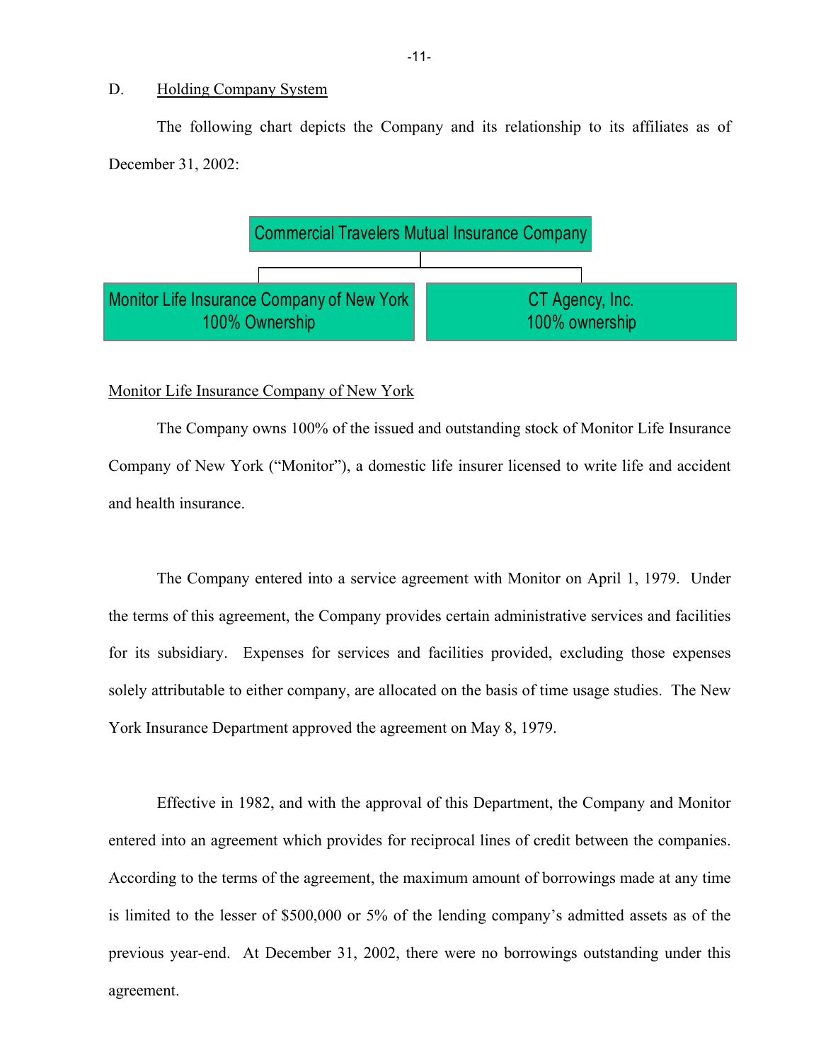D. Holding Company System

The following chart depicts the Company and its relationship to its affiliates as of December 31, 2002:

Commercial Travelers Mutual Insurance Company

- Monitor Life Insurance Company of New York
  100% Ownership
- CT Agency, Inc.
  100% ownership

Monitor Life Insurance Company of New York

The Company owns 100% of the issued and outstanding stock of Monitor Life Insurance Company of New York ("Monitor"), a domestic life insurer licensed to write life and accident and health insurance.

The Company entered into a service agreement with Monitor on April 1, 1979. Under the terms of this agreement, the Company provides certain administrative services and facilities for its subsidiary. Expenses for services and facilities provided, excluding those expenses solely attributable to either company, are allocated on the basis of time usage studies. The New York Insurance Department approved the agreement on May 8, 1979.

Effective in 1982, and with the approval of this Department, the Company and Monitor entered into an agreement which provides for reciprocal lines of credit between the companies. According to the terms of the agreement, the maximum amount of borrowings made at any time is limited to the lesser of $500,000 or 5% of the lending company's admitted assets as of the previous year-end. At December 31, 2002, there were no borrowings outstanding under this agreement.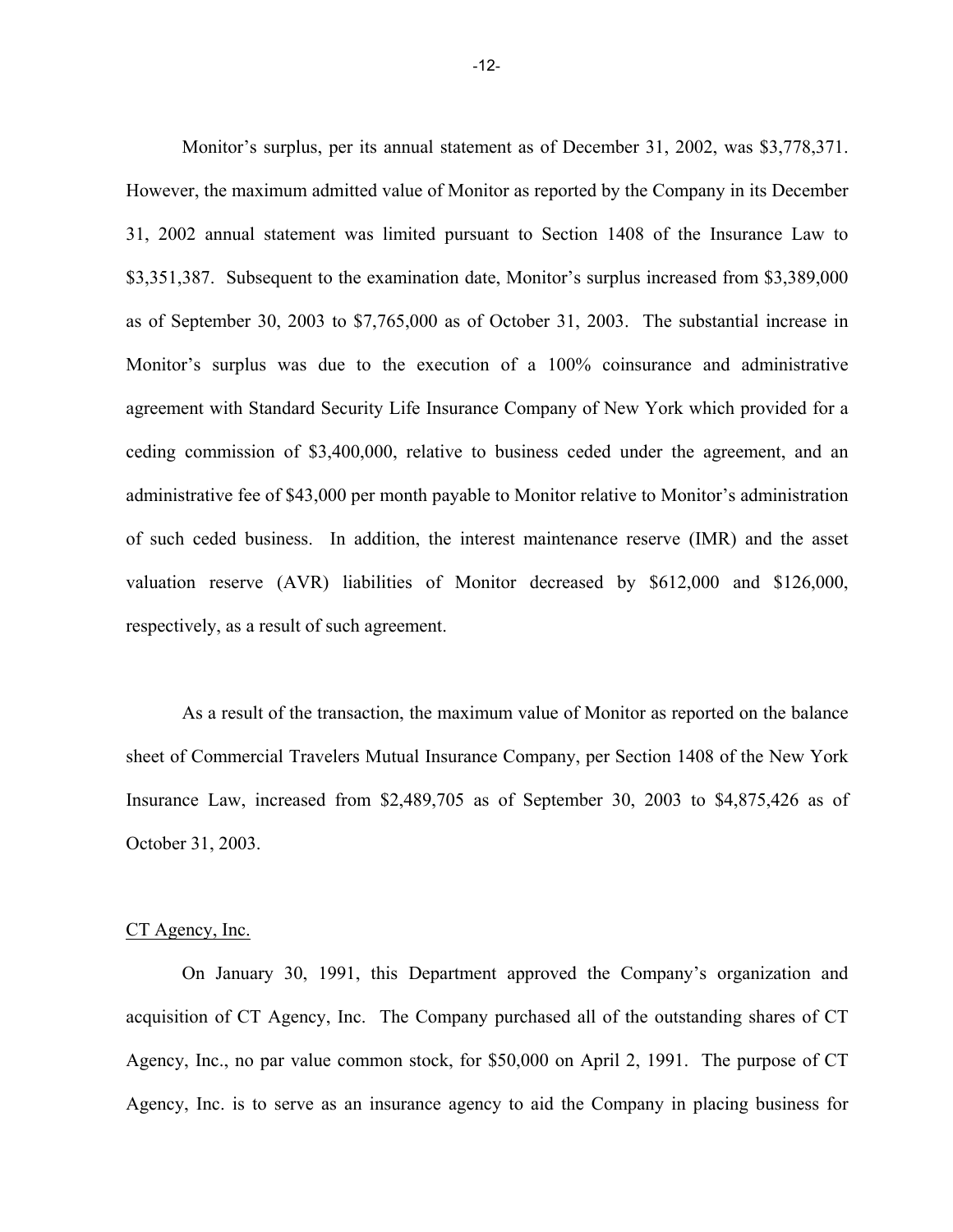Monitor's surplus, per its annual statement as of December 31, 2002, was $3,778,371. However, the maximum admitted value of Monitor as reported by the Company in its December 31, 2002 annual statement was limited pursuant to Section 1408 of the Insurance Law to $3,351,387. Subsequent to the examination date, Monitor's surplus increased from $3,389,000 as of September 30, 2003 to $7,765,000 as of October 31, 2003. The substantial increase in Monitor's surplus was due to the execution of a 100% coinsurance and administrative agreement with Standard Security Life Insurance Company of New York which provided for a ceding commission of $3,400,000, relative to business ceded under the agreement, and an administrative fee of $43,000 per month payable to Monitor relative to Monitor's administration of such ceded business. In addition, the interest maintenance reserve (IMR) and the asset valuation reserve (AVR) liabilities of Monitor decreased by $612,000 and $126,000, respectively, as a result of such agreement.

As a result of the transaction, the maximum value of Monitor as reported on the balance sheet of Commercial Travelers Mutual Insurance Company, per Section 1408 of the New York Insurance Law, increased from $2,489,705 as of September 30, 2003 to $4,875,426 as of October 31, 2003.

CT Agency, Inc.

On January 30, 1991, this Department approved the Company's organization and acquisition of CT Agency, Inc. The Company purchased all of the outstanding shares of CT Agency, Inc., no par value common stock, for $50,000 on April 2, 1991. The purpose of CT Agency, Inc. is to serve as an insurance agency to aid the Company in placing business for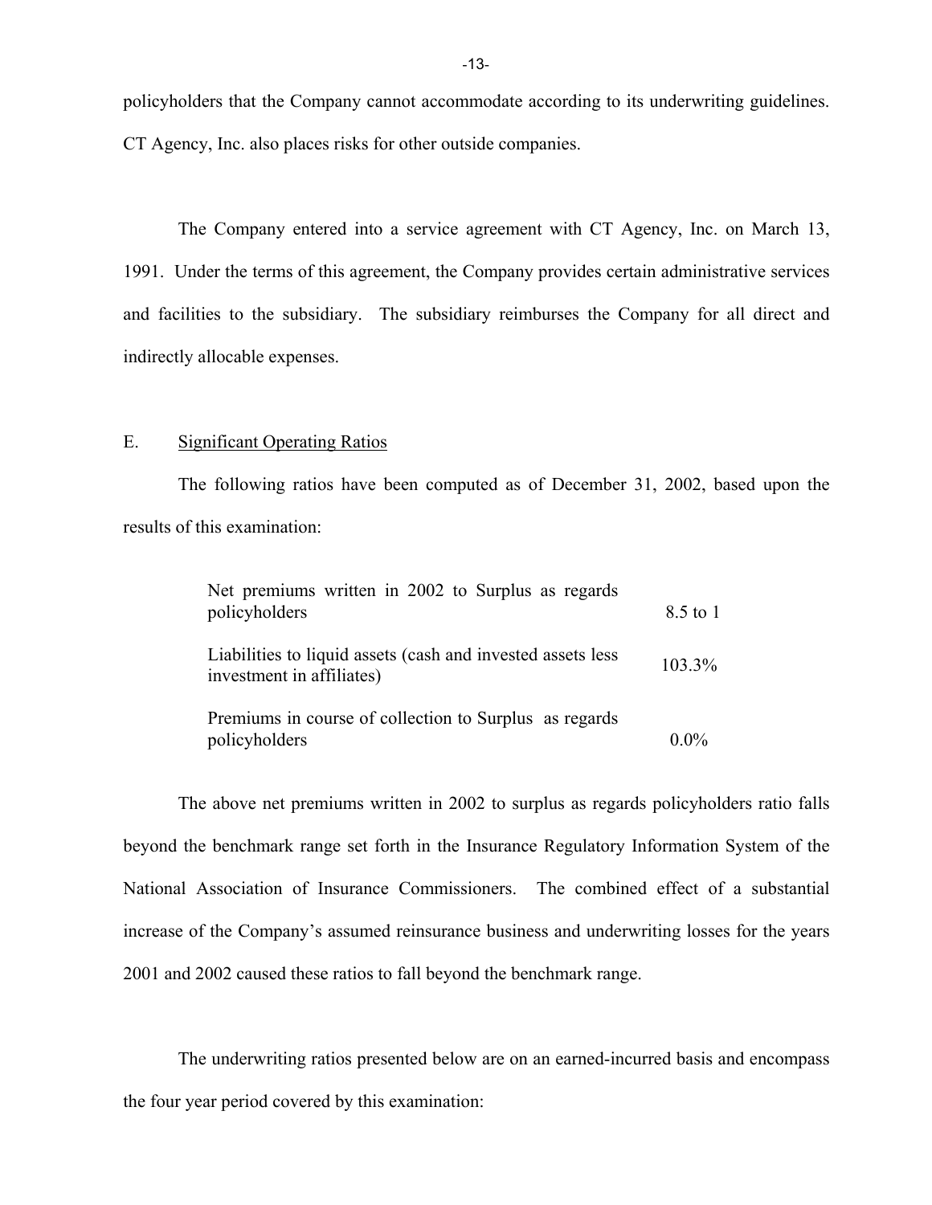policyholders that the Company cannot accommodate according to its underwriting guidelines. CT Agency, Inc. also places risks for other outside companies.

The Company entered into a service agreement with CT Agency, Inc. on March 13, 1991. Under the terms of this agreement, the Company provides certain administrative services and facilities to the subsidiary. The subsidiary reimburses the Company for all direct and indirectly allocable expenses.

## E. Significant Operating Ratios

The following ratios have been computed as of December 31, 2002, based upon the results of this examination:

| | |
|---|---|
| Net premiums written in 2002 to Surplus as regards policyholders | 8.5 to 1 |
| Liabilities to liquid assets (cash and invested assets less investment in affiliates) | 103.3% |
| Premiums in course of collection to Surplus as regards policyholders | 0.0% |

The above net premiums written in 2002 to surplus as regards policyholders ratio falls beyond the benchmark range set forth in the Insurance Regulatory Information System of the National Association of Insurance Commissioners. The combined effect of a substantial increase of the Company's assumed reinsurance business and underwriting losses for the years 2001 and 2002 caused these ratios to fall beyond the benchmark range.

The underwriting ratios presented below are on an earned-incurred basis and encompass the four year period covered by this examination: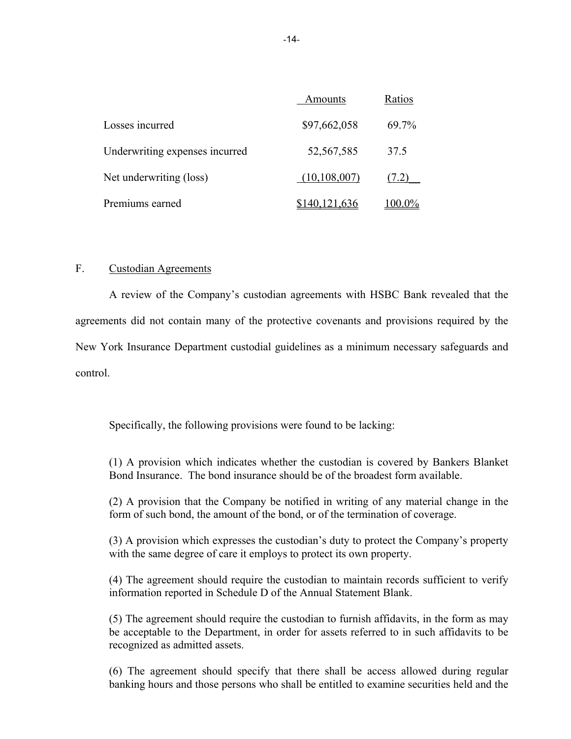| | Amounts | Ratios |
|---|---|---|
| Losses incurred | $97,662,058 | 69.7% |
| Underwriting expenses incurred | 52,567,585 | 37.5 |
| Net underwriting (loss) | (10,108,007) | (7.2) |
| Premiums earned | $140,121,636 | 100.0% |

## F. Custodian Agreements

A review of the Company's custodian agreements with HSBC Bank revealed that the agreements did not contain many of the protective covenants and provisions required by the New York Insurance Department custodial guidelines as a minimum necessary safeguards and control.

Specifically, the following provisions were found to be lacking:

(1) A provision which indicates whether the custodian is covered by Bankers Blanket Bond Insurance. The bond insurance should be of the broadest form available.

(2) A provision that the Company be notified in writing of any material change in the form of such bond, the amount of the bond, or of the termination of coverage.

(3) A provision which expresses the custodian's duty to protect the Company's property with the same degree of care it employs to protect its own property.

(4) The agreement should require the custodian to maintain records sufficient to verify information reported in Schedule D of the Annual Statement Blank.

(5) The agreement should require the custodian to furnish affidavits, in the form as may be acceptable to the Department, in order for assets referred to in such affidavits to be recognized as admitted assets.

(6) The agreement should specify that there shall be access allowed during regular banking hours and those persons who shall be entitled to examine securities held and the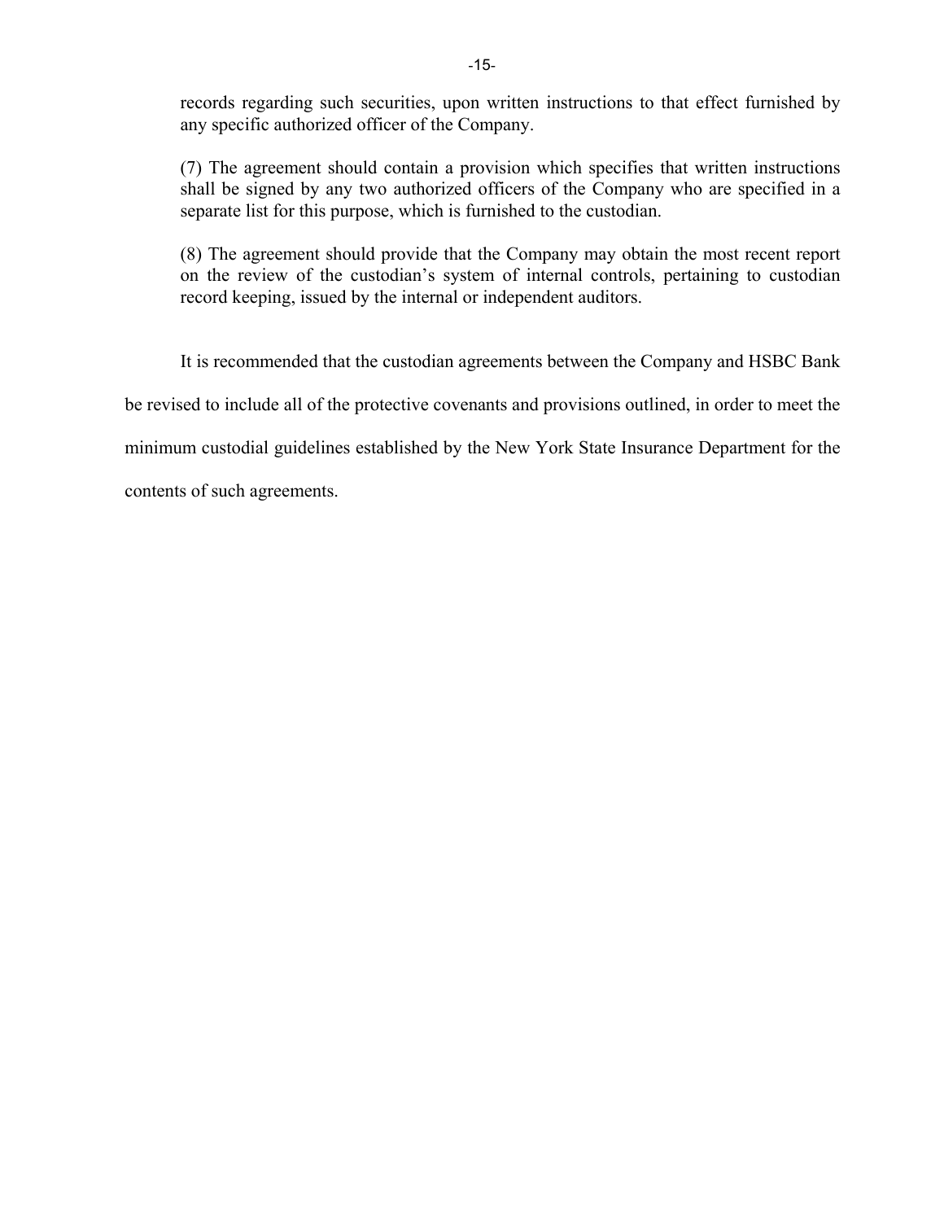records regarding such securities, upon written instructions to that effect furnished by any specific authorized officer of the Company.

(7) The agreement should contain a provision which specifies that written instructions shall be signed by any two authorized officers of the Company who are specified in a separate list for this purpose, which is furnished to the custodian.

(8) The agreement should provide that the Company may obtain the most recent report on the review of the custodian's system of internal controls, pertaining to custodian record keeping, issued by the internal or independent auditors.

It is recommended that the custodian agreements between the Company and HSBC Bank be revised to include all of the protective covenants and provisions outlined, in order to meet the minimum custodial guidelines established by the New York State Insurance Department for the contents of such agreements.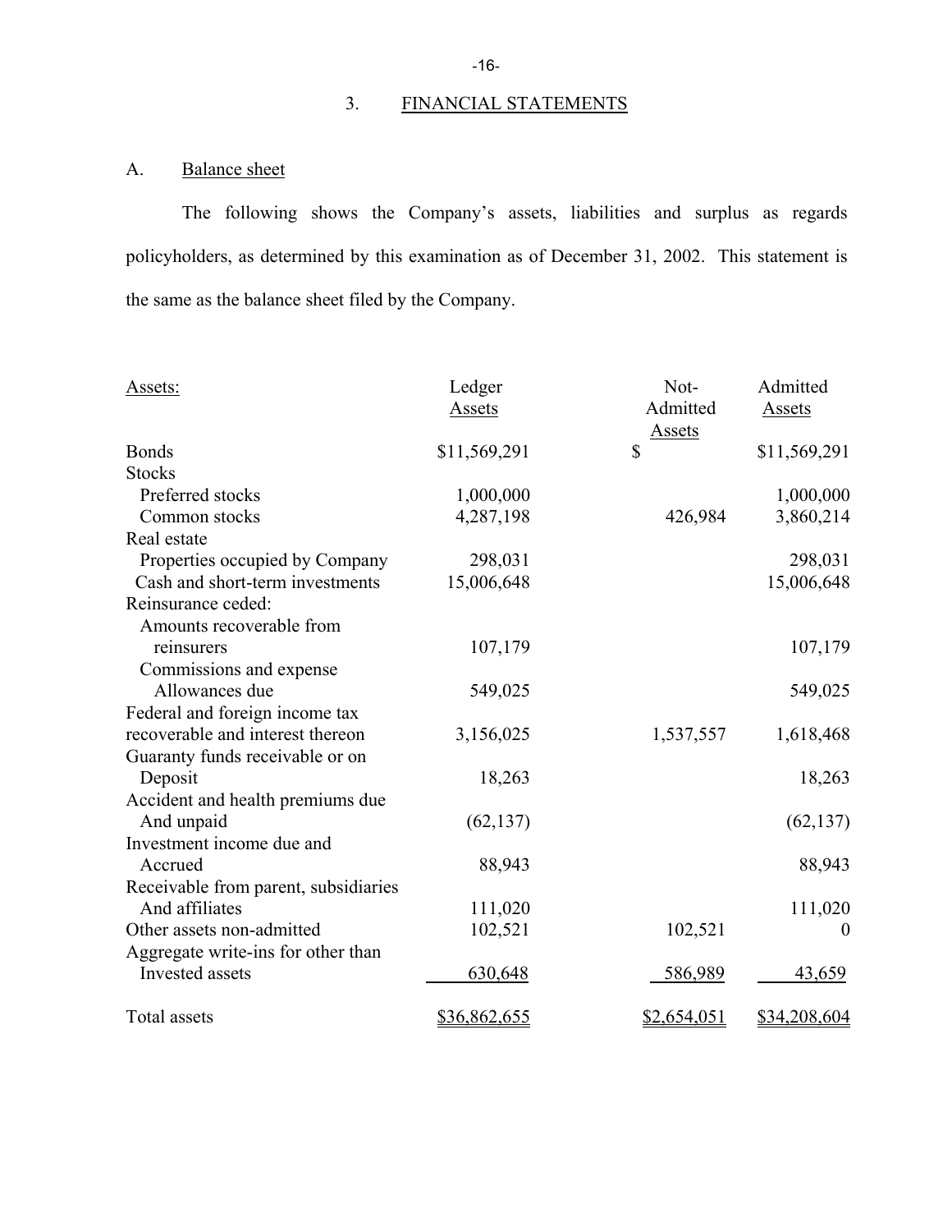## 3. FINANCIAL STATEMENTS

### A. Balance sheet

The following shows the Company's assets, liabilities and surplus as regards policyholders, as determined by this examination as of December 31, 2002. This statement is the same as the balance sheet filed by the Company.

| Assets: | Ledger Assets | Not-Admitted Assets | Admitted Assets |
|---|---|---|---|
| Bonds | $11,569,291 | $ | $11,569,291 |
| Stocks | | | |
| Preferred stocks | 1,000,000 | | 1,000,000 |
| Common stocks | 4,287,198 | 426,984 | 3,860,214 |
| Real estate | | | |
| Properties occupied by Company | 298,031 | | 298,031 |
| Cash and short-term investments | 15,006,648 | | 15,006,648 |
| Reinsurance ceded: | | | |
| Amounts recoverable from reinsurers | 107,179 | | 107,179 |
| Commissions and expense Allowances due | 549,025 | | 549,025 |
| Federal and foreign income tax recoverable and interest thereon | 3,156,025 | 1,537,557 | 1,618,468 |
| Guaranty funds receivable or on Deposit | 18,263 | | 18,263 |
| Accident and health premiums due And unpaid | (62,137) | | (62,137) |
| Investment income due and Accrued | 88,943 | | 88,943 |
| Receivable from parent, subsidiaries And affiliates | 111,020 | | 111,020 |
| Other assets non-admitted | 102,521 | 102,521 | 0 |
| Aggregate write-ins for other than Invested assets | 630,648 | 586,989 | 43,659 |
| Total assets | $36,862,655 | $2,654,051 | $34,208,604 |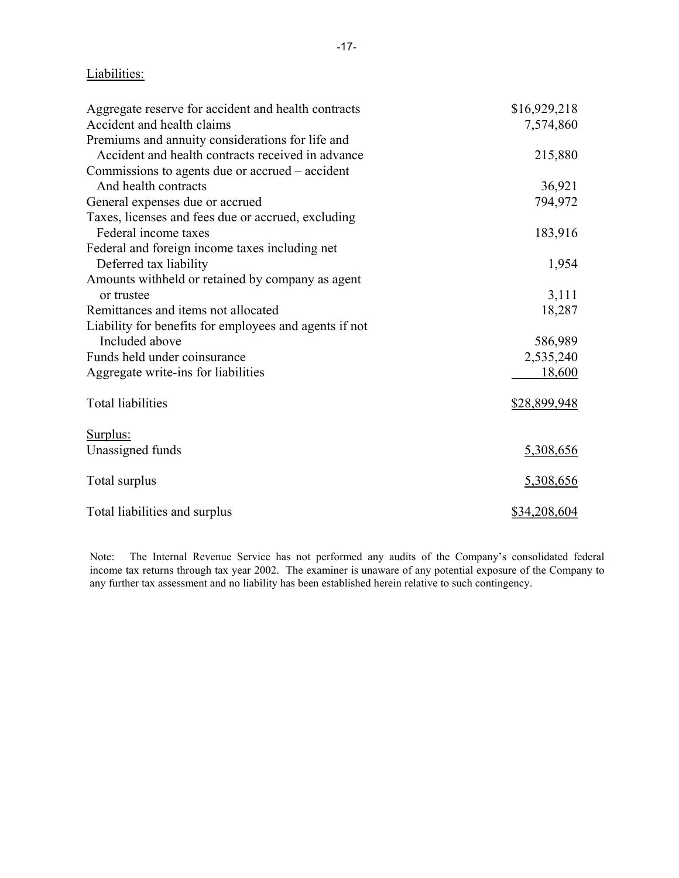Liabilities:

| | |
|---|---|
| Aggregate reserve for accident and health contracts | $16,929,218 |
| Accident and health claims | 7,574,860 |
| Premiums and annuity considerations for life and Accident and health contracts received in advance | 215,880 |
| Commissions to agents due or accrued – accident And health contracts | 36,921 |
| General expenses due or accrued | 794,972 |
| Taxes, licenses and fees due or accrued, excluding Federal income taxes | 183,916 |
| Federal and foreign income taxes including net Deferred tax liability | 1,954 |
| Amounts withheld or retained by company as agent or trustee | 3,111 |
| Remittances and items not allocated | 18,287 |
| Liability for benefits for employees and agents if not Included above | 586,989 |
| Funds held under coinsurance | 2,535,240 |
| Aggregate write-ins for liabilities | 18,600 |
| Total liabilities | $28,899,948 |
| Surplus: | |
| Unassigned funds | 5,308,656 |
| Total surplus | 5,308,656 |
| Total liabilities and surplus | $34,208,604 |

Note: The Internal Revenue Service has not performed any audits of the Company's consolidated federal income tax returns through tax year 2002. The examiner is unaware of any potential exposure of the Company to any further tax assessment and no liability has been established herein relative to such contingency.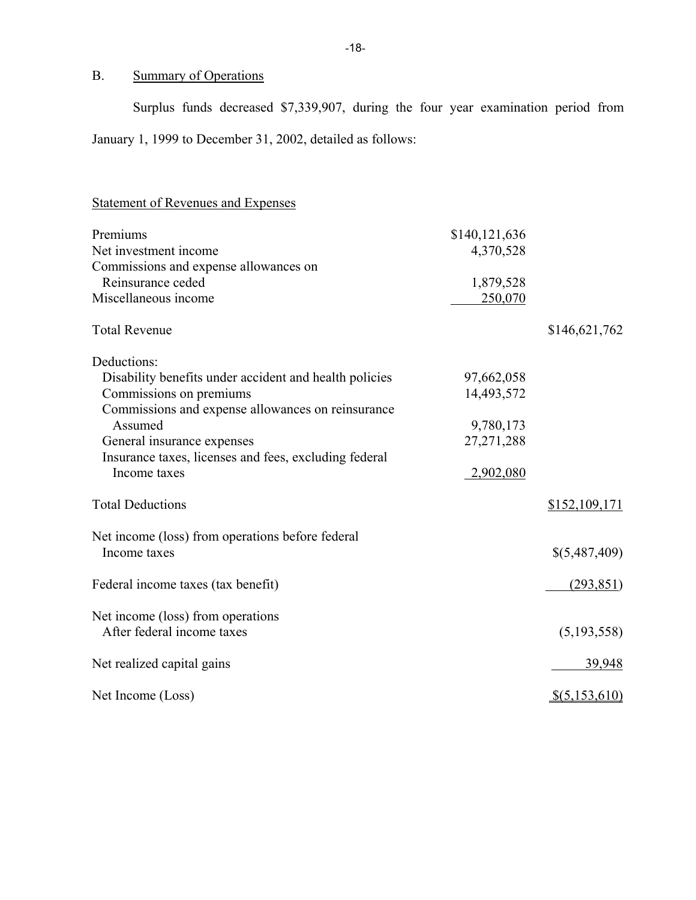## B. Summary of Operations

Surplus funds decreased $7,339,907, during the four year examination period from January 1, 1999 to December 31, 2002, detailed as follows:

Statement of Revenues and Expenses

| | | |
|---|---|---|
| Premiums | $140,121,636 | |
| Net investment income | 4,370,528 | |
| Commissions and expense allowances on Reinsurance ceded | 1,879,528 | |
| Miscellaneous income | 250,070 | |
| Total Revenue | | $146,621,762 |
| Deductions: | | |
| Disability benefits under accident and health policies | 97,662,058 | |
| Commissions on premiums | 14,493,572 | |
| Commissions and expense allowances on reinsurance Assumed | 9,780,173 | |
| General insurance expenses | 27,271,288 | |
| Insurance taxes, licenses and fees, excluding federal Income taxes | 2,902,080 | |
| Total Deductions | | $152,109,171 |
| Net income (loss) from operations before federal Income taxes | | $(5,487,409) |
| Federal income taxes (tax benefit) | | (293,851) |
| Net income (loss) from operations After federal income taxes | | (5,193,558) |
| Net realized capital gains | | 39,948 |
| Net Income (Loss) | | $(5,153,610) |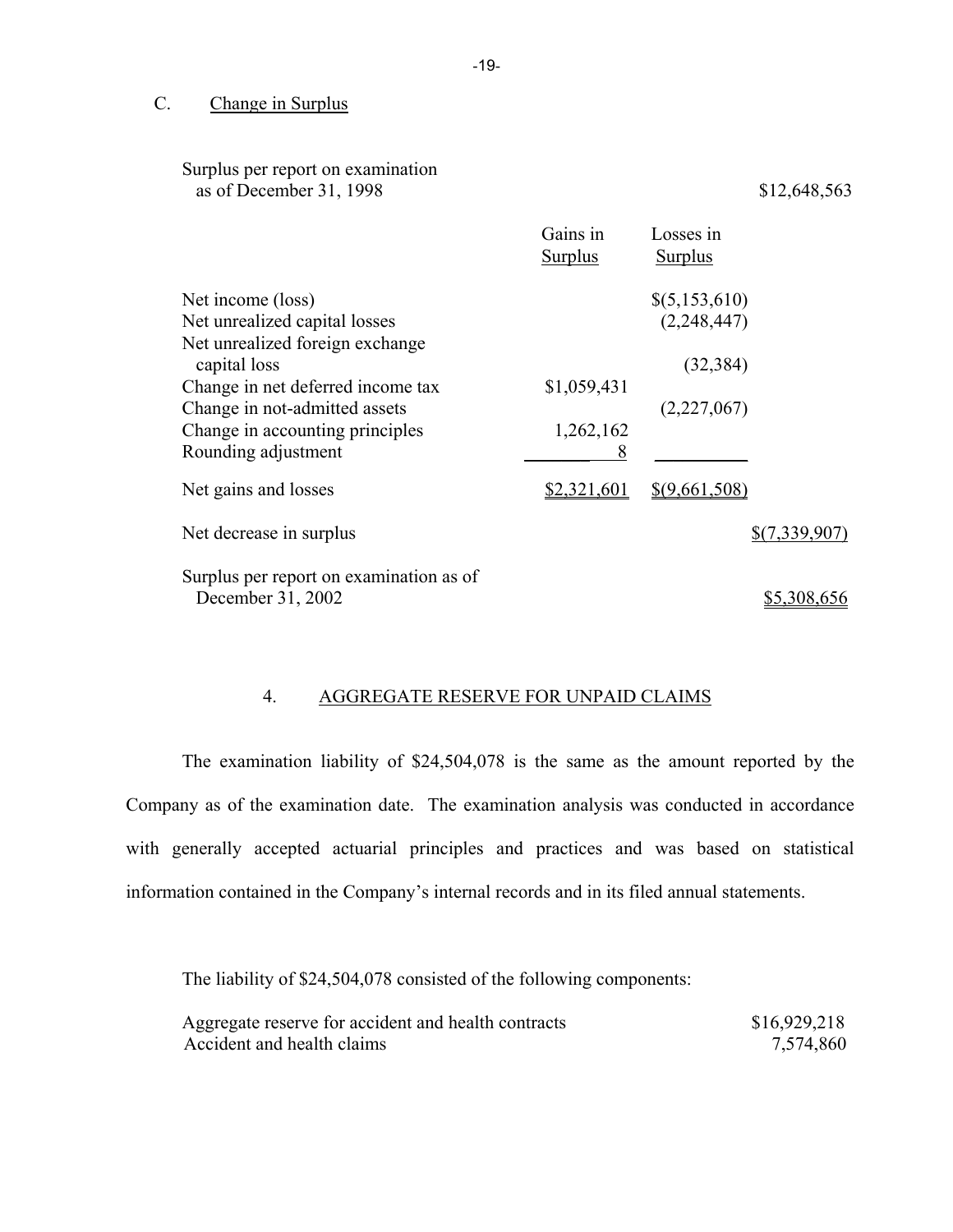### C. Change in Surplus

| | Gains in Surplus | Losses in Surplus | |
|---|---|---|---|
| Surplus per report on examination as of December 31, 1998 | | | $12,648,563 |
| Net income (loss) | | $(5,153,610) | |
| Net unrealized capital losses | | (2,248,447) | |
| Net unrealized foreign exchange capital loss | | (32,384) | |
| Change in net deferred income tax | $1,059,431 | | |
| Change in not-admitted assets | | (2,227,067) | |
| Change in accounting principles | 1,262,162 | | |
| Rounding adjustment | 8 | | |
| Net gains and losses | $2,321,601 | $(9,661,508) | |
| Net decrease in surplus | | | $(7,339,907) |
| Surplus per report on examination as of December 31, 2002 | | | $5,308,656 |

## 4. AGGREGATE RESERVE FOR UNPAID CLAIMS

The examination liability of $24,504,078 is the same as the amount reported by the Company as of the examination date. The examination analysis was conducted in accordance with generally accepted actuarial principles and practices and was based on statistical information contained in the Company's internal records and in its filed annual statements.

The liability of $24,504,078 consisted of the following components:

| | |
|---|---|
| Aggregate reserve for accident and health contracts | $16,929,218 |
| Accident and health claims | 7,574,860 |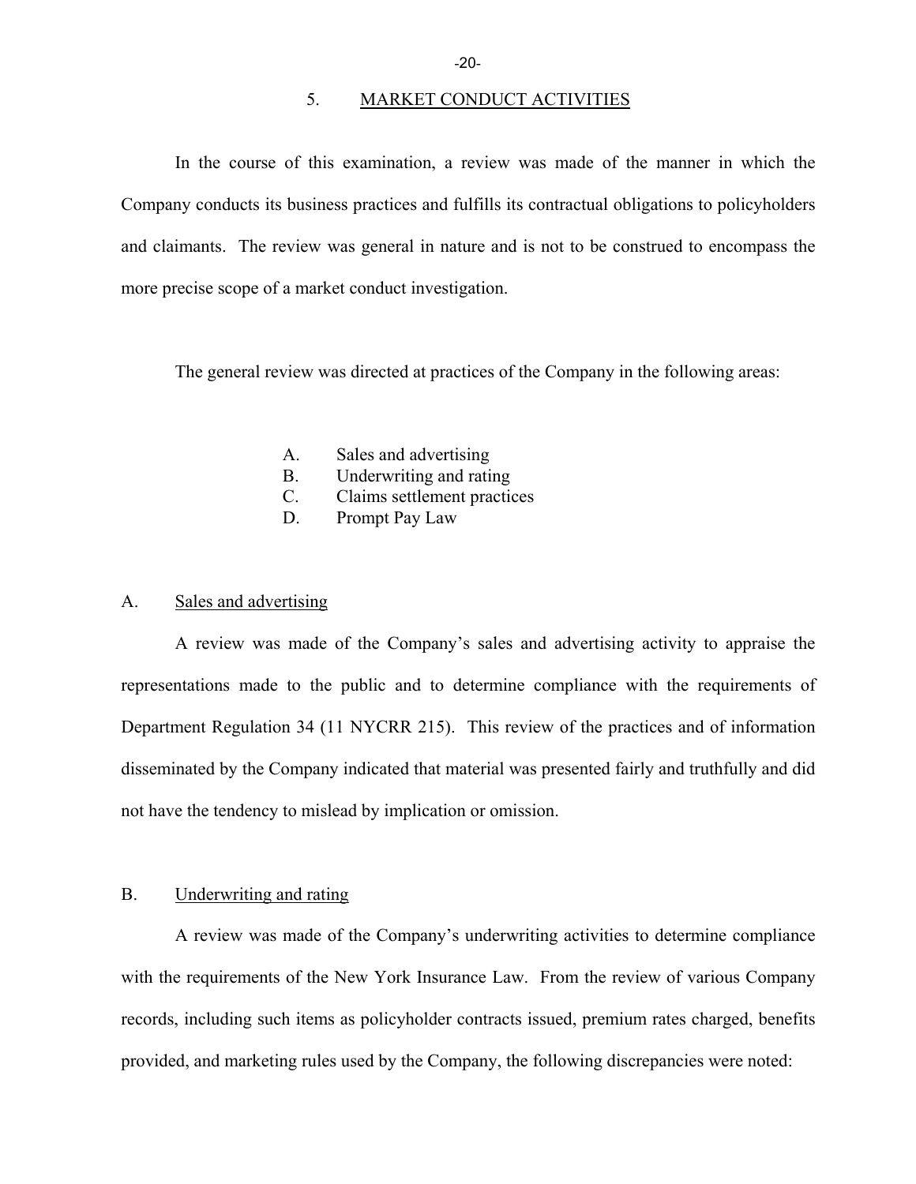## 5. MARKET CONDUCT ACTIVITIES

In the course of this examination, a review was made of the manner in which the Company conducts its business practices and fulfills its contractual obligations to policyholders and claimants. The review was general in nature and is not to be construed to encompass the more precise scope of a market conduct investigation.

The general review was directed at practices of the Company in the following areas:

A. Sales and advertising
B. Underwriting and rating
C. Claims settlement practices
D. Prompt Pay Law

### A. Sales and advertising

A review was made of the Company's sales and advertising activity to appraise the representations made to the public and to determine compliance with the requirements of Department Regulation 34 (11 NYCRR 215). This review of the practices and of information disseminated by the Company indicated that material was presented fairly and truthfully and did not have the tendency to mislead by implication or omission.

### B. Underwriting and rating

A review was made of the Company's underwriting activities to determine compliance with the requirements of the New York Insurance Law. From the review of various Company records, including such items as policyholder contracts issued, premium rates charged, benefits provided, and marketing rules used by the Company, the following discrepancies were noted: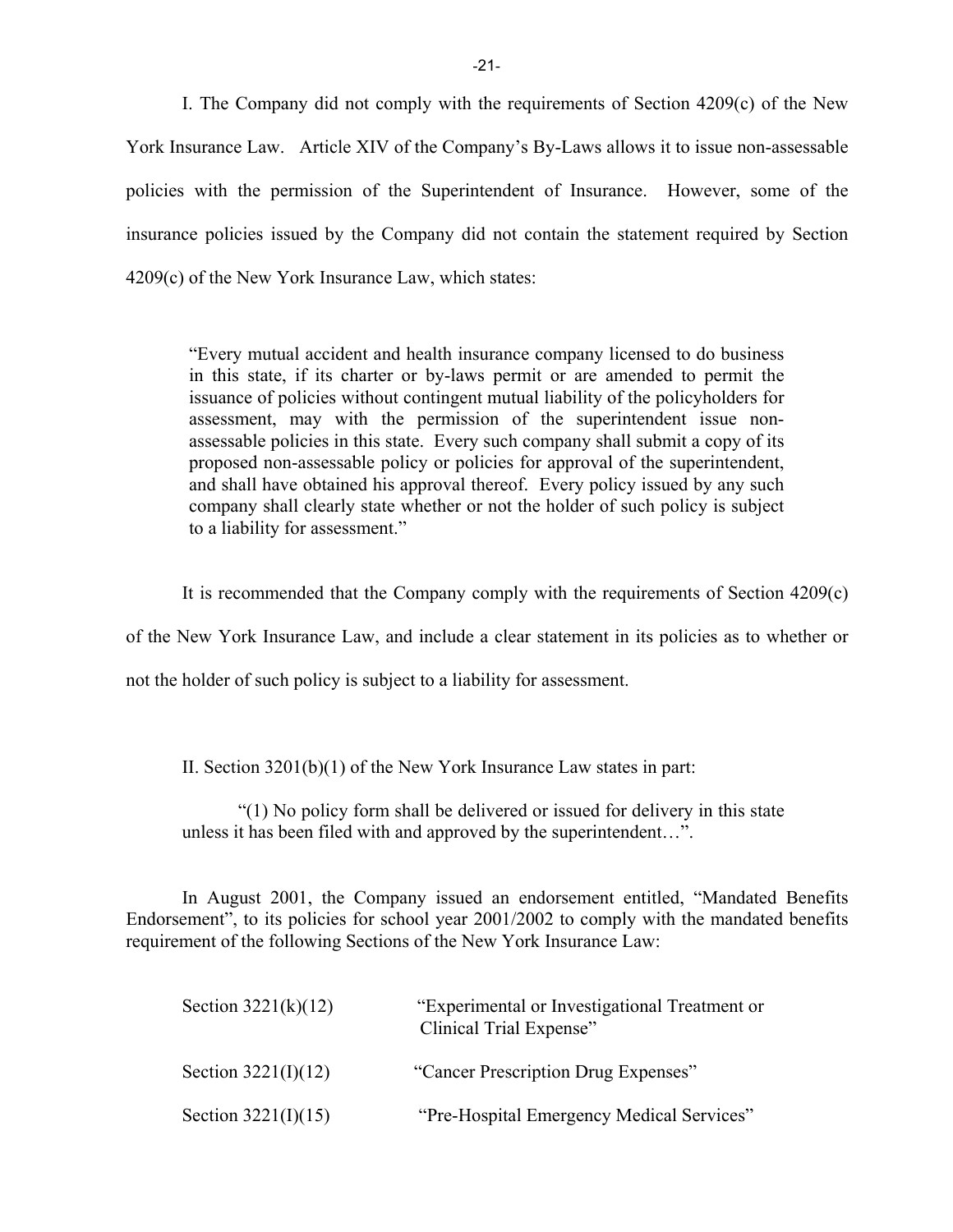I. The Company did not comply with the requirements of Section 4209(c) of the New York Insurance Law. Article XIV of the Company's By-Laws allows it to issue non-assessable policies with the permission of the Superintendent of Insurance. However, some of the insurance policies issued by the Company did not contain the statement required by Section 4209(c) of the New York Insurance Law, which states:

> "Every mutual accident and health insurance company licensed to do business in this state, if its charter or by-laws permit or are amended to permit the issuance of policies without contingent mutual liability of the policyholders for assessment, may with the permission of the superintendent issue non-assessable policies in this state. Every such company shall submit a copy of its proposed non-assessable policy or policies for approval of the superintendent, and shall have obtained his approval thereof. Every policy issued by any such company shall clearly state whether or not the holder of such policy is subject to a liability for assessment."

It is recommended that the Company comply with the requirements of Section 4209(c) of the New York Insurance Law, and include a clear statement in its policies as to whether or not the holder of such policy is subject to a liability for assessment.

II. Section 3201(b)(1) of the New York Insurance Law states in part:

> "(1) No policy form shall be delivered or issued for delivery in this state unless it has been filed with and approved by the superintendent…".

In August 2001, the Company issued an endorsement entitled, "Mandated Benefits Endorsement", to its policies for school year 2001/2002 to comply with the mandated benefits requirement of the following Sections of the New York Insurance Law:

| | |
|---|---|
| Section 3221(k)(12) | "Experimental or Investigational Treatment or Clinical Trial Expense" |
| Section 3221(I)(12) | "Cancer Prescription Drug Expenses" |
| Section 3221(I)(15) | "Pre-Hospital Emergency Medical Services" |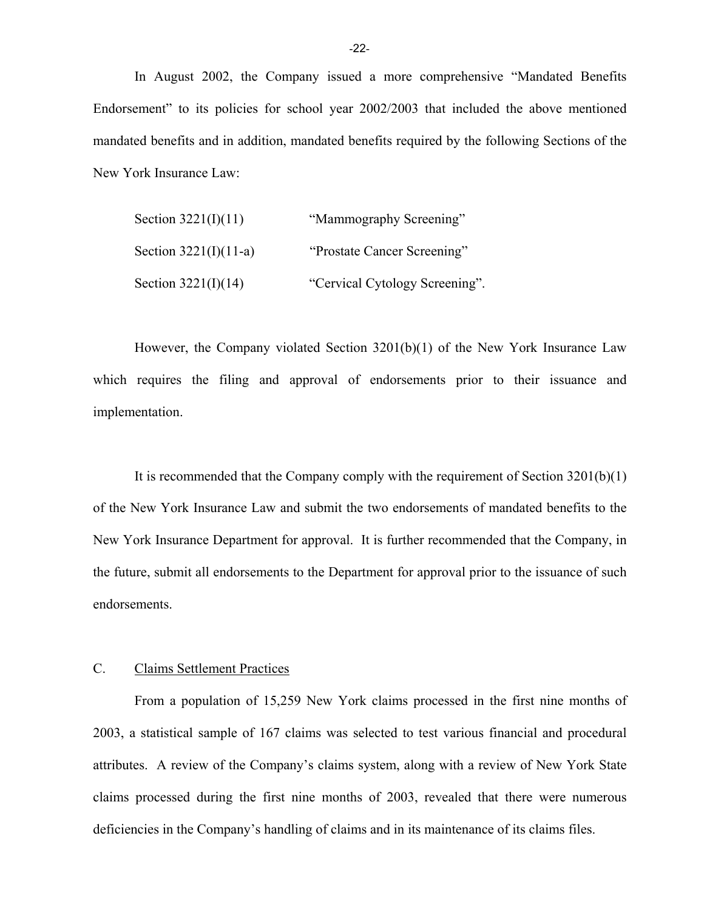In August 2002, the Company issued a more comprehensive "Mandated Benefits Endorsement" to its policies for school year 2002/2003 that included the above mentioned mandated benefits and in addition, mandated benefits required by the following Sections of the New York Insurance Law:

| | |
|---|---|
| Section 3221(I)(11) | "Mammography Screening" |
| Section 3221(I)(11-a) | "Prostate Cancer Screening" |
| Section 3221(I)(14) | "Cervical Cytology Screening". |

However, the Company violated Section 3201(b)(1) of the New York Insurance Law which requires the filing and approval of endorsements prior to their issuance and implementation.

It is recommended that the Company comply with the requirement of Section 3201(b)(1) of the New York Insurance Law and submit the two endorsements of mandated benefits to the New York Insurance Department for approval. It is further recommended that the Company, in the future, submit all endorsements to the Department for approval prior to the issuance of such endorsements.

## C. Claims Settlement Practices

From a population of 15,259 New York claims processed in the first nine months of 2003, a statistical sample of 167 claims was selected to test various financial and procedural attributes. A review of the Company's claims system, along with a review of New York State claims processed during the first nine months of 2003, revealed that there were numerous deficiencies in the Company's handling of claims and in its maintenance of its claims files.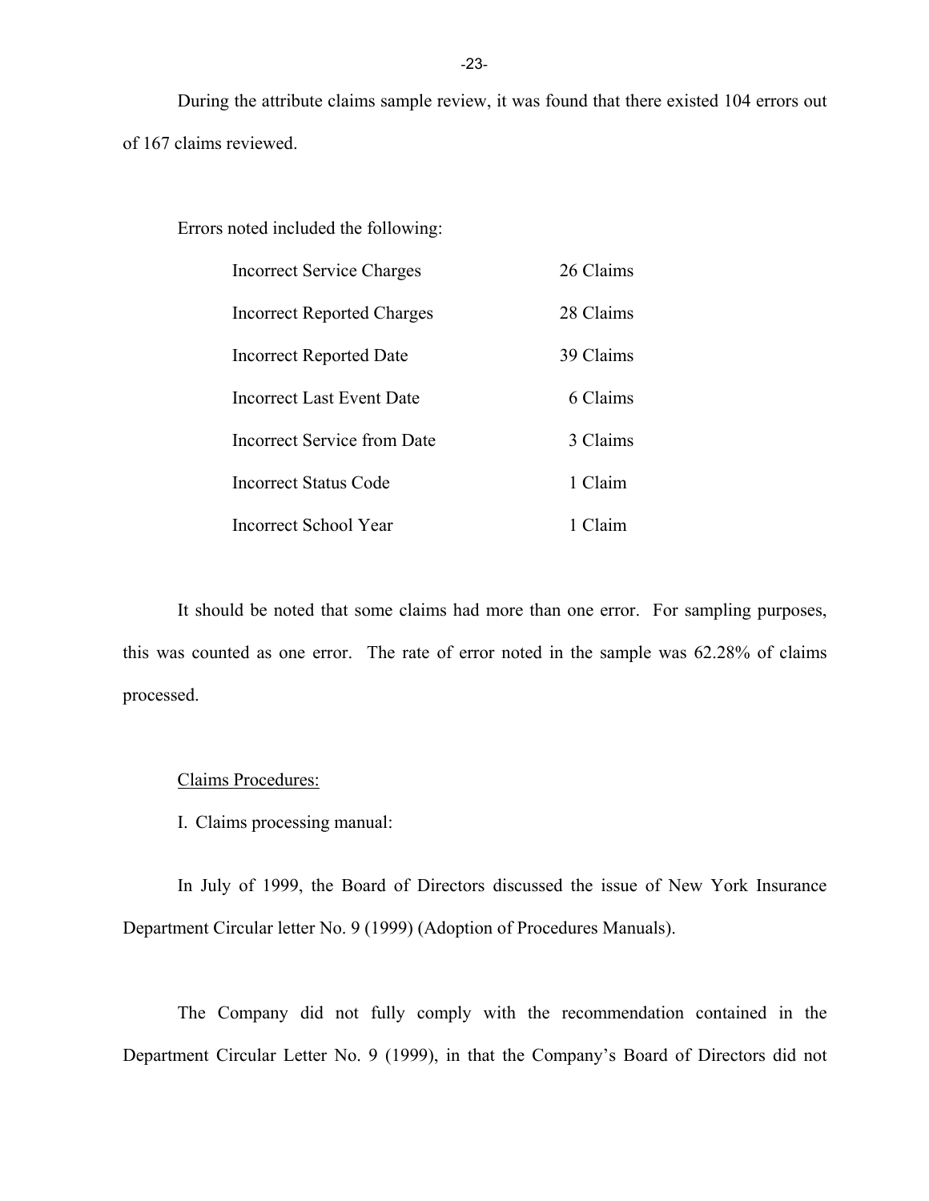During the attribute claims sample review, it was found that there existed 104 errors out of 167 claims reviewed.

Errors noted included the following:

| | |
|---|---|
| Incorrect Service Charges | 26 Claims |
| Incorrect Reported Charges | 28 Claims |
| Incorrect Reported Date | 39 Claims |
| Incorrect Last Event Date | 6 Claims |
| Incorrect Service from Date | 3 Claims |
| Incorrect Status Code | 1 Claim |
| Incorrect School Year | 1 Claim |

It should be noted that some claims had more than one error. For sampling purposes, this was counted as one error. The rate of error noted in the sample was 62.28% of claims processed.

<u>Claims Procedures:</u>

I. Claims processing manual:

In July of 1999, the Board of Directors discussed the issue of New York Insurance Department Circular letter No. 9 (1999) (Adoption of Procedures Manuals).

The Company did not fully comply with the recommendation contained in the Department Circular Letter No. 9 (1999), in that the Company's Board of Directors did not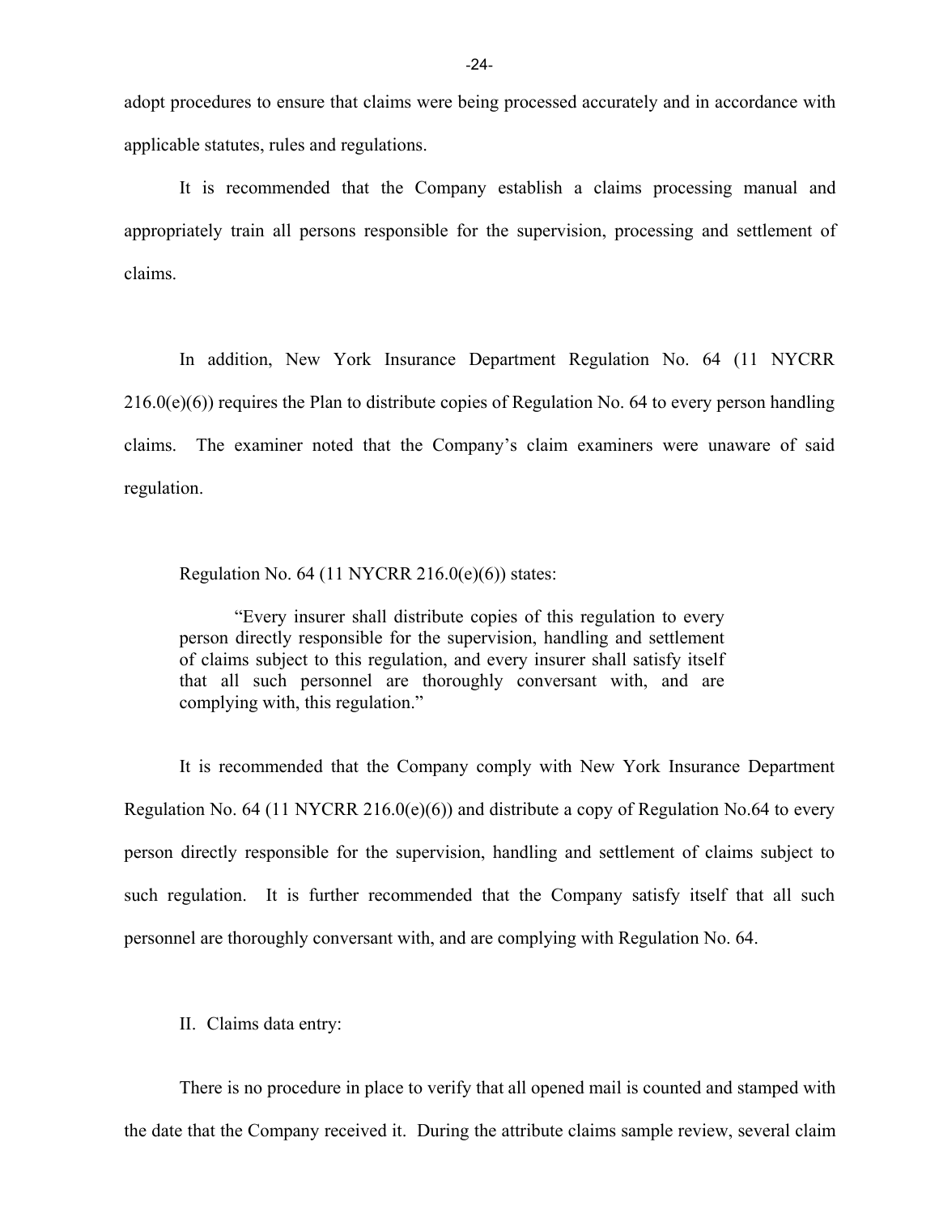adopt procedures to ensure that claims were being processed accurately and in accordance with applicable statutes, rules and regulations.

It is recommended that the Company establish a claims processing manual and appropriately train all persons responsible for the supervision, processing and settlement of claims.

In addition, New York Insurance Department Regulation No. 64 (11 NYCRR 216.0(e)(6)) requires the Plan to distribute copies of Regulation No. 64 to every person handling claims. The examiner noted that the Company's claim examiners were unaware of said regulation.

Regulation No. 64 (11 NYCRR 216.0(e)(6)) states:

> "Every insurer shall distribute copies of this regulation to every person directly responsible for the supervision, handling and settlement of claims subject to this regulation, and every insurer shall satisfy itself that all such personnel are thoroughly conversant with, and are complying with, this regulation."

It is recommended that the Company comply with New York Insurance Department Regulation No. 64 (11 NYCRR 216.0(e)(6)) and distribute a copy of Regulation No.64 to every person directly responsible for the supervision, handling and settlement of claims subject to such regulation. It is further recommended that the Company satisfy itself that all such personnel are thoroughly conversant with, and are complying with Regulation No. 64.

II. Claims data entry:

There is no procedure in place to verify that all opened mail is counted and stamped with the date that the Company received it. During the attribute claims sample review, several claim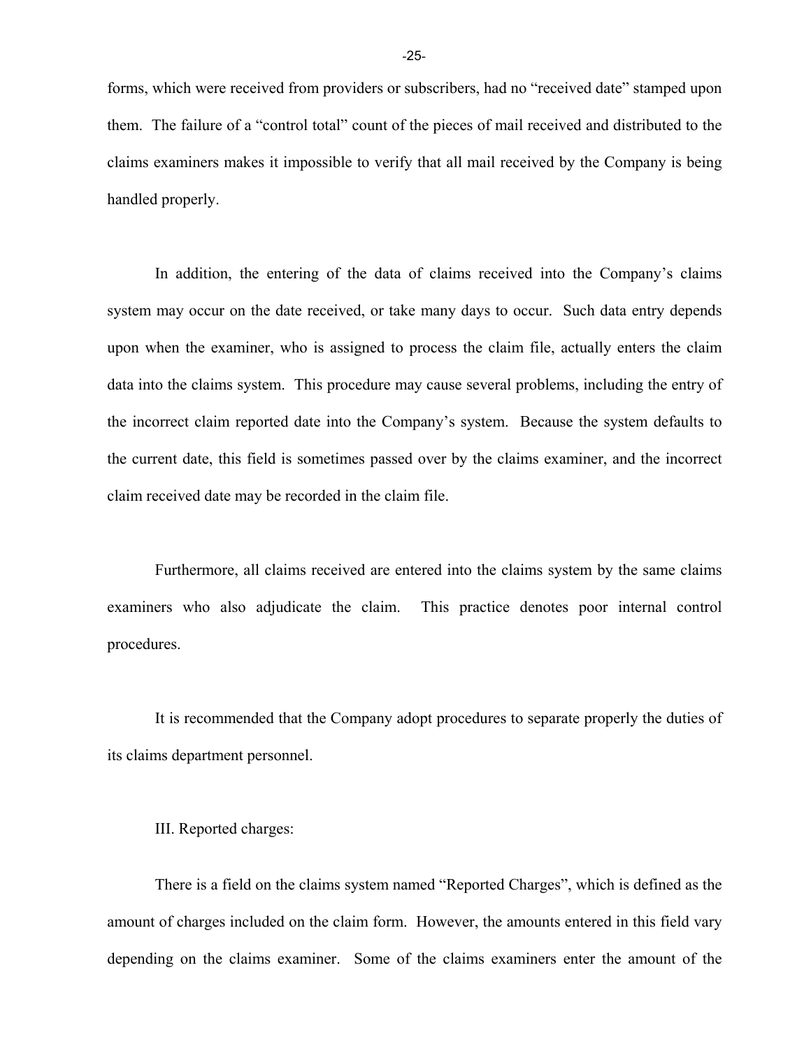forms, which were received from providers or subscribers, had no "received date" stamped upon them. The failure of a "control total" count of the pieces of mail received and distributed to the claims examiners makes it impossible to verify that all mail received by the Company is being handled properly.

In addition, the entering of the data of claims received into the Company's claims system may occur on the date received, or take many days to occur. Such data entry depends upon when the examiner, who is assigned to process the claim file, actually enters the claim data into the claims system. This procedure may cause several problems, including the entry of the incorrect claim reported date into the Company's system. Because the system defaults to the current date, this field is sometimes passed over by the claims examiner, and the incorrect claim received date may be recorded in the claim file.

Furthermore, all claims received are entered into the claims system by the same claims examiners who also adjudicate the claim. This practice denotes poor internal control procedures.

It is recommended that the Company adopt procedures to separate properly the duties of its claims department personnel.

III. Reported charges:

There is a field on the claims system named "Reported Charges", which is defined as the amount of charges included on the claim form. However, the amounts entered in this field vary depending on the claims examiner. Some of the claims examiners enter the amount of the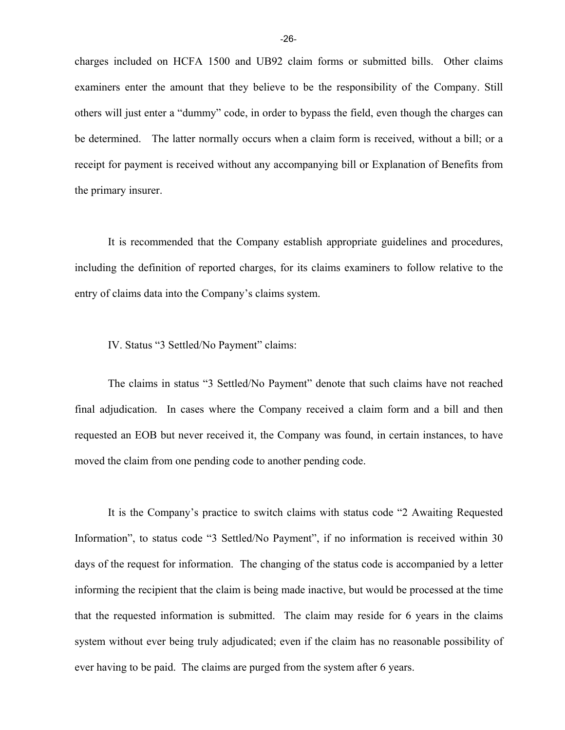charges included on HCFA 1500 and UB92 claim forms or submitted bills. Other claims examiners enter the amount that they believe to be the responsibility of the Company. Still others will just enter a "dummy" code, in order to bypass the field, even though the charges can be determined. The latter normally occurs when a claim form is received, without a bill; or a receipt for payment is received without any accompanying bill or Explanation of Benefits from the primary insurer.

It is recommended that the Company establish appropriate guidelines and procedures, including the definition of reported charges, for its claims examiners to follow relative to the entry of claims data into the Company's claims system.

IV. Status "3 Settled/No Payment" claims:

The claims in status "3 Settled/No Payment" denote that such claims have not reached final adjudication. In cases where the Company received a claim form and a bill and then requested an EOB but never received it, the Company was found, in certain instances, to have moved the claim from one pending code to another pending code.

It is the Company's practice to switch claims with status code "2 Awaiting Requested Information", to status code "3 Settled/No Payment", if no information is received within 30 days of the request for information. The changing of the status code is accompanied by a letter informing the recipient that the claim is being made inactive, but would be processed at the time that the requested information is submitted. The claim may reside for 6 years in the claims system without ever being truly adjudicated; even if the claim has no reasonable possibility of ever having to be paid. The claims are purged from the system after 6 years.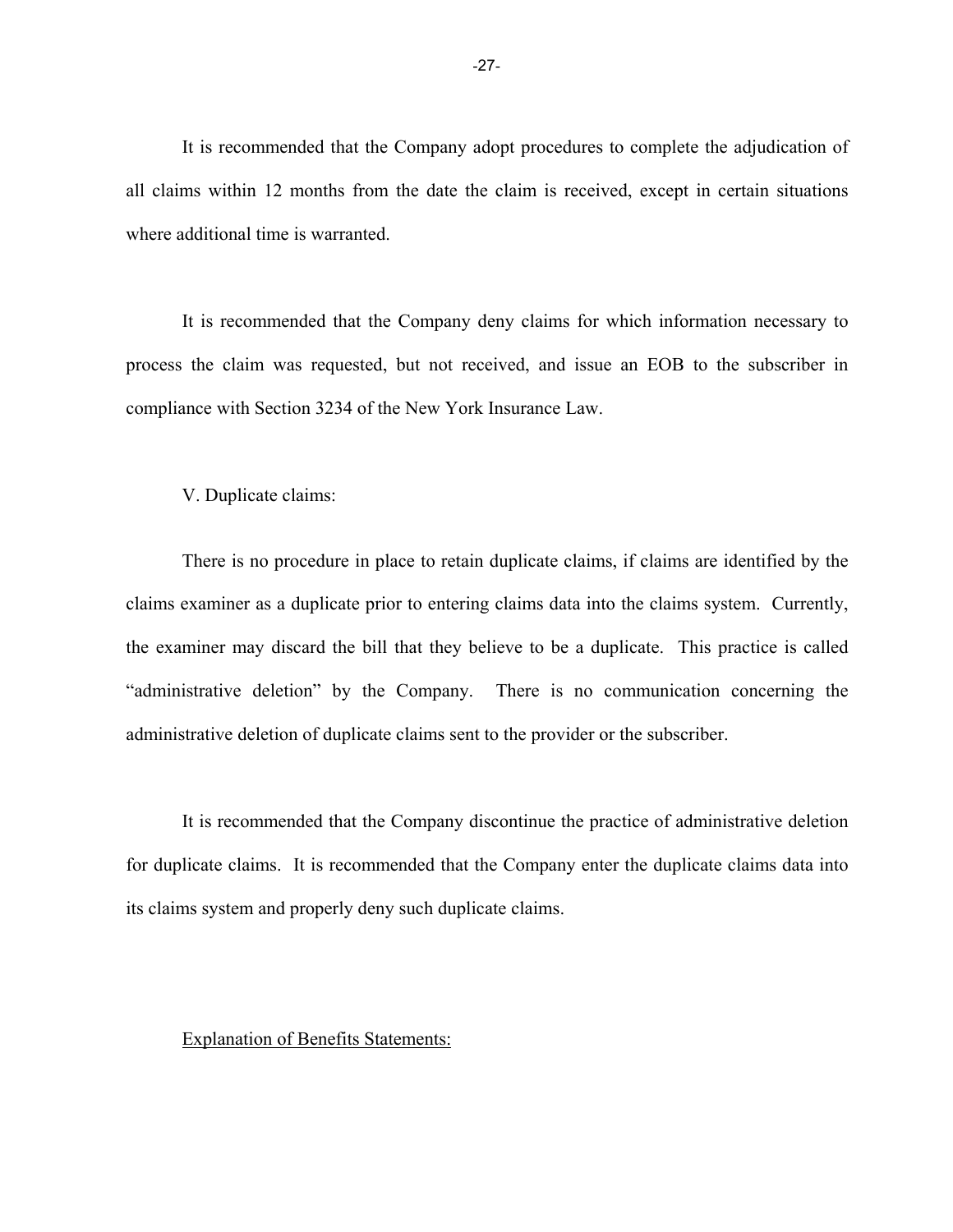It is recommended that the Company adopt procedures to complete the adjudication of all claims within 12 months from the date the claim is received, except in certain situations where additional time is warranted.

It is recommended that the Company deny claims for which information necessary to process the claim was requested, but not received, and issue an EOB to the subscriber in compliance with Section 3234 of the New York Insurance Law.

V. Duplicate claims:

There is no procedure in place to retain duplicate claims, if claims are identified by the claims examiner as a duplicate prior to entering claims data into the claims system. Currently, the examiner may discard the bill that they believe to be a duplicate. This practice is called "administrative deletion" by the Company. There is no communication concerning the administrative deletion of duplicate claims sent to the provider or the subscriber.

It is recommended that the Company discontinue the practice of administrative deletion for duplicate claims. It is recommended that the Company enter the duplicate claims data into its claims system and properly deny such duplicate claims.

<u>Explanation of Benefits Statements:</u>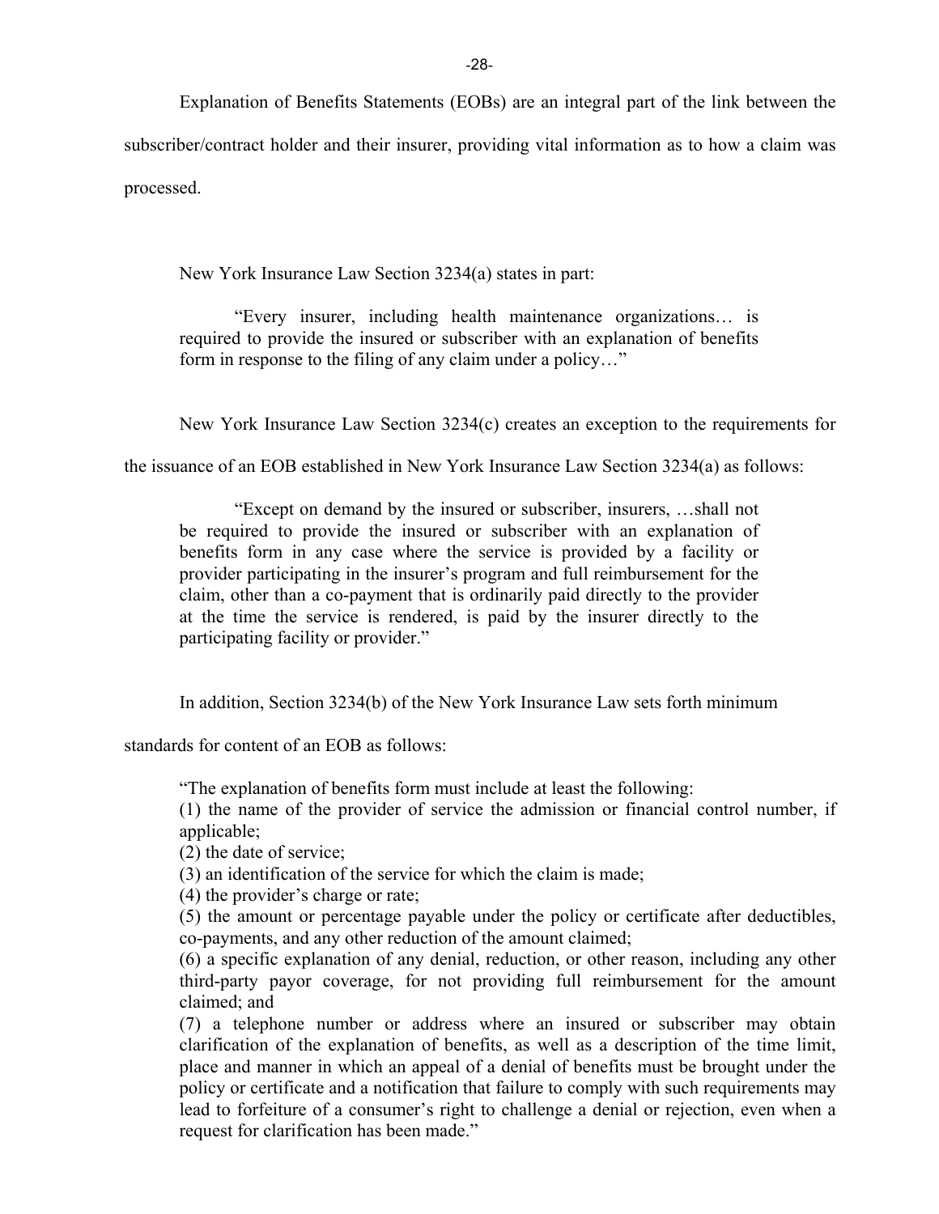Explanation of Benefits Statements (EOBs) are an integral part of the link between the subscriber/contract holder and their insurer, providing vital information as to how a claim was processed.

New York Insurance Law Section 3234(a) states in part:

> "Every insurer, including health maintenance organizations… is required to provide the insured or subscriber with an explanation of benefits form in response to the filing of any claim under a policy…"

New York Insurance Law Section 3234(c) creates an exception to the requirements for the issuance of an EOB established in New York Insurance Law Section 3234(a) as follows:

> "Except on demand by the insured or subscriber, insurers, …shall not be required to provide the insured or subscriber with an explanation of benefits form in any case where the service is provided by a facility or provider participating in the insurer's program and full reimbursement for the claim, other than a co-payment that is ordinarily paid directly to the provider at the time the service is rendered, is paid by the insurer directly to the participating facility or provider."

In addition, Section 3234(b) of the New York Insurance Law sets forth minimum standards for content of an EOB as follows:

> "The explanation of benefits form must include at least the following:
> (1) the name of the provider of service the admission or financial control number, if applicable;
> (2) the date of service;
> (3) an identification of the service for which the claim is made;
> (4) the provider's charge or rate;
> (5) the amount or percentage payable under the policy or certificate after deductibles, co-payments, and any other reduction of the amount claimed;
> (6) a specific explanation of any denial, reduction, or other reason, including any other third-party payor coverage, for not providing full reimbursement for the amount claimed; and
> (7) a telephone number or address where an insured or subscriber may obtain clarification of the explanation of benefits, as well as a description of the time limit, place and manner in which an appeal of a denial of benefits must be brought under the policy or certificate and a notification that failure to comply with such requirements may lead to forfeiture of a consumer's right to challenge a denial or rejection, even when a request for clarification has been made."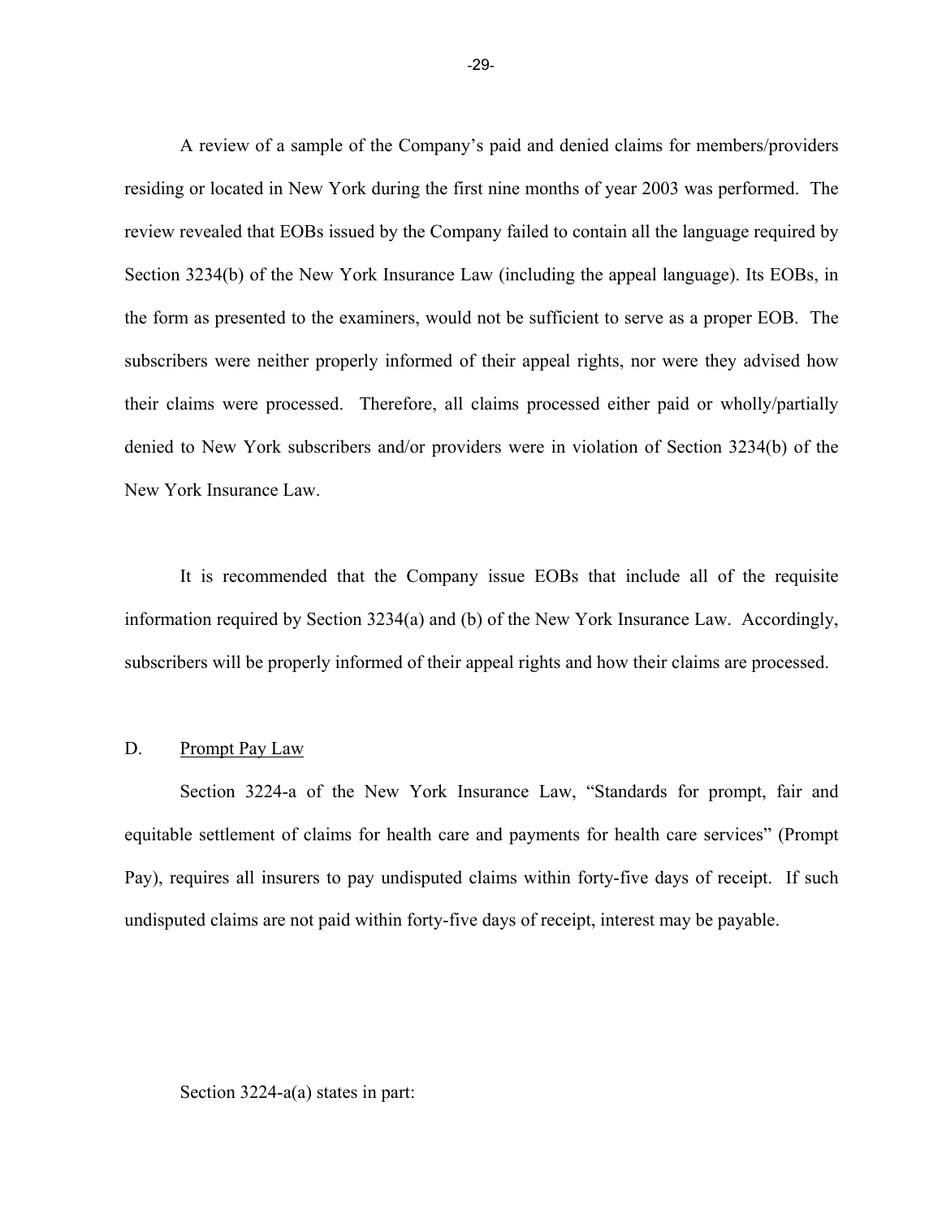A review of a sample of the Company's paid and denied claims for members/providers residing or located in New York during the first nine months of year 2003 was performed. The review revealed that EOBs issued by the Company failed to contain all the language required by Section 3234(b) of the New York Insurance Law (including the appeal language). Its EOBs, in the form as presented to the examiners, would not be sufficient to serve as a proper EOB. The subscribers were neither properly informed of their appeal rights, nor were they advised how their claims were processed. Therefore, all claims processed either paid or wholly/partially denied to New York subscribers and/or providers were in violation of Section 3234(b) of the New York Insurance Law.

It is recommended that the Company issue EOBs that include all of the requisite information required by Section 3234(a) and (b) of the New York Insurance Law. Accordingly, subscribers will be properly informed of their appeal rights and how their claims are processed.

## D. Prompt Pay Law

Section 3224-a of the New York Insurance Law, "Standards for prompt, fair and equitable settlement of claims for health care and payments for health care services" (Prompt Pay), requires all insurers to pay undisputed claims within forty-five days of receipt. If such undisputed claims are not paid within forty-five days of receipt, interest may be payable.

Section 3224-a(a) states in part: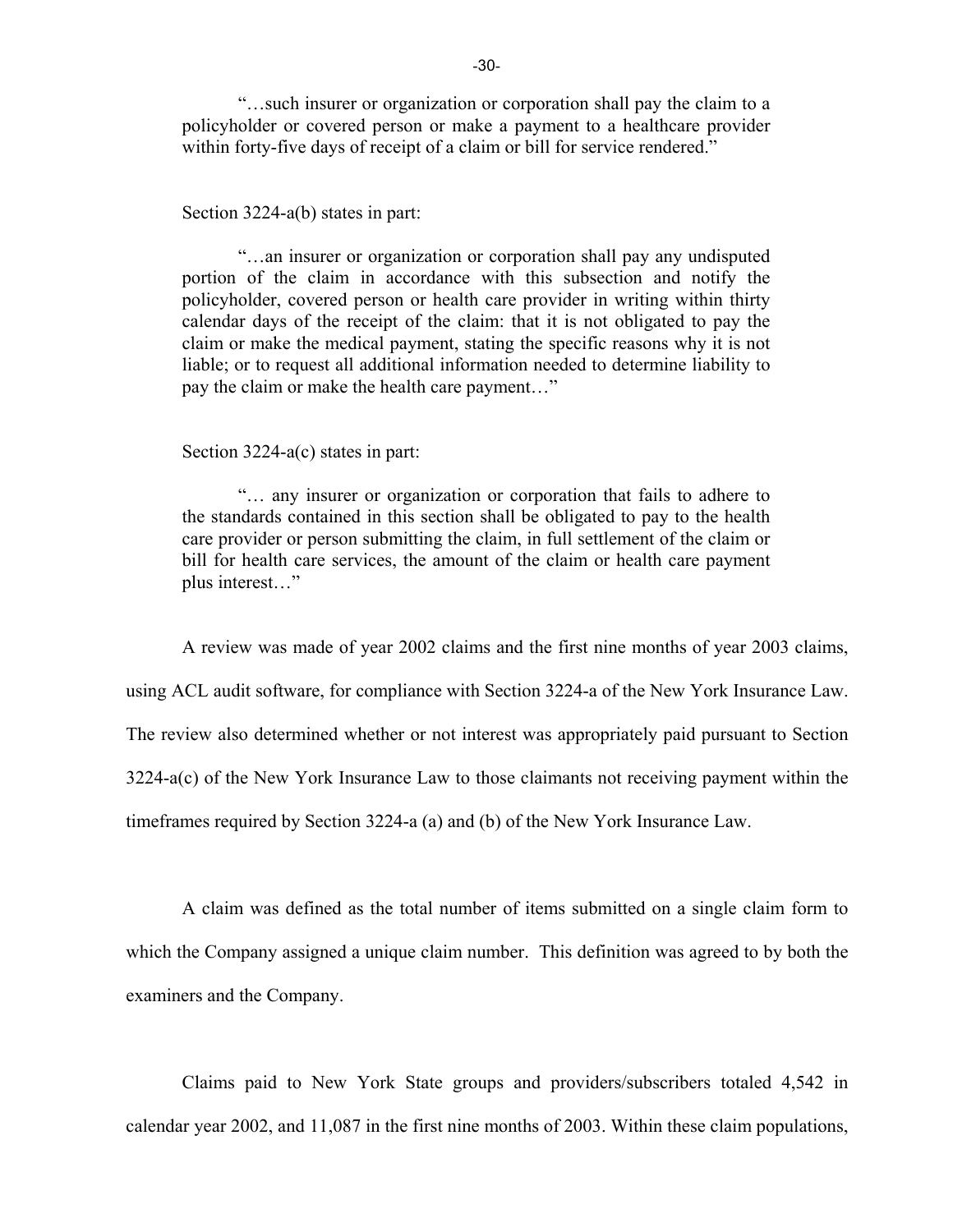> "…such insurer or organization or corporation shall pay the claim to a policyholder or covered person or make a payment to a healthcare provider within forty-five days of receipt of a claim or bill for service rendered."

Section 3224-a(b) states in part:

> "…an insurer or organization or corporation shall pay any undisputed portion of the claim in accordance with this subsection and notify the policyholder, covered person or health care provider in writing within thirty calendar days of the receipt of the claim: that it is not obligated to pay the claim or make the medical payment, stating the specific reasons why it is not liable; or to request all additional information needed to determine liability to pay the claim or make the health care payment…"

Section 3224-a(c) states in part:

> "… any insurer or organization or corporation that fails to adhere to the standards contained in this section shall be obligated to pay to the health care provider or person submitting the claim, in full settlement of the claim or bill for health care services, the amount of the claim or health care payment plus interest…"

A review was made of year 2002 claims and the first nine months of year 2003 claims, using ACL audit software, for compliance with Section 3224-a of the New York Insurance Law. The review also determined whether or not interest was appropriately paid pursuant to Section 3224-a(c) of the New York Insurance Law to those claimants not receiving payment within the timeframes required by Section 3224-a (a) and (b) of the New York Insurance Law.

A claim was defined as the total number of items submitted on a single claim form to which the Company assigned a unique claim number. This definition was agreed to by both the examiners and the Company.

Claims paid to New York State groups and providers/subscribers totaled 4,542 in calendar year 2002, and 11,087 in the first nine months of 2003. Within these claim populations,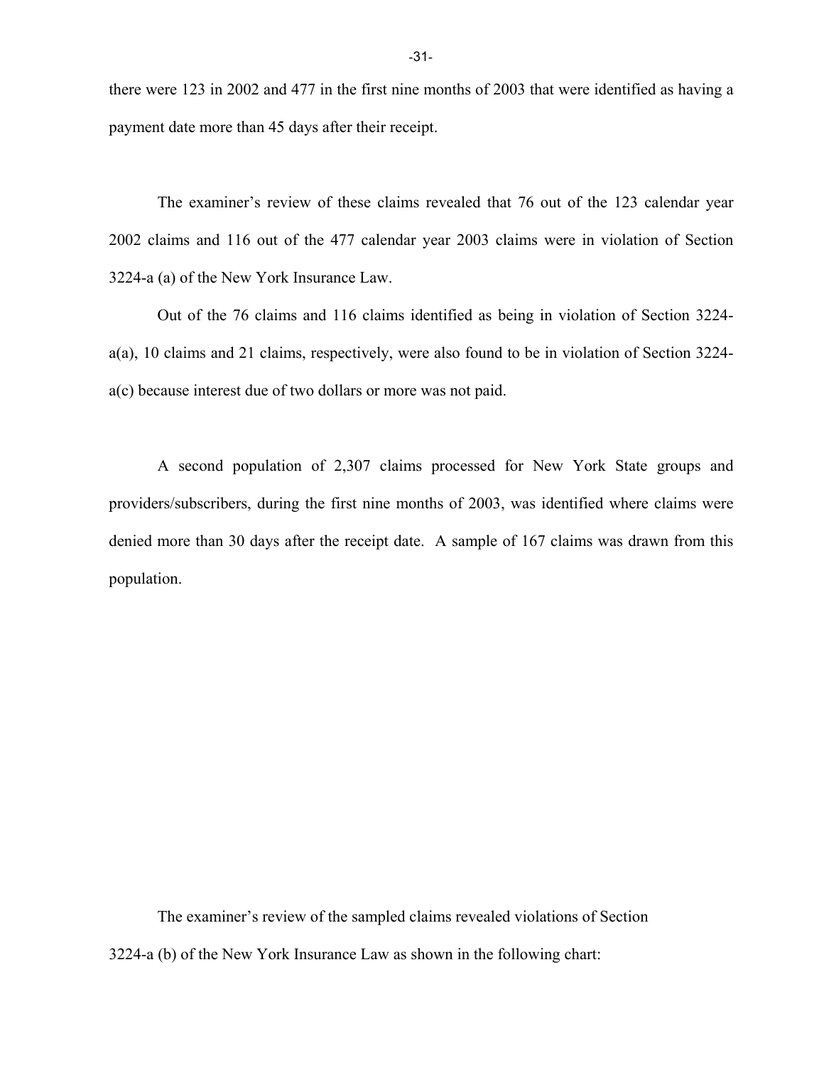there were 123 in 2002 and 477 in the first nine months of 2003 that were identified as having a payment date more than 45 days after their receipt.

The examiner's review of these claims revealed that 76 out of the 123 calendar year 2002 claims and 116 out of the 477 calendar year 2003 claims were in violation of Section 3224-a (a) of the New York Insurance Law.

Out of the 76 claims and 116 claims identified as being in violation of Section 3224-a(a), 10 claims and 21 claims, respectively, were also found to be in violation of Section 3224-a(c) because interest due of two dollars or more was not paid.

A second population of 2,307 claims processed for New York State groups and providers/subscribers, during the first nine months of 2003, was identified where claims were denied more than 30 days after the receipt date. A sample of 167 claims was drawn from this population.

The examiner's review of the sampled claims revealed violations of Section 3224-a (b) of the New York Insurance Law as shown in the following chart: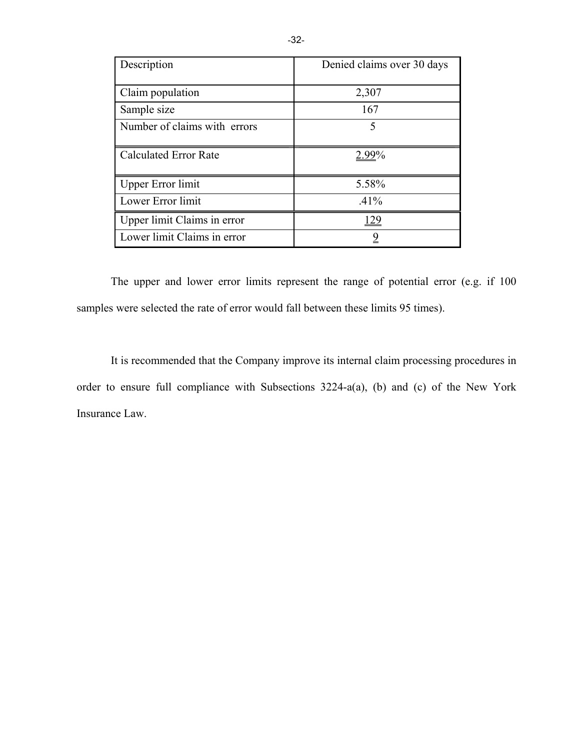| Description | Denied claims over 30 days |
|---|---|
| Claim population | 2,307 |
| Sample size | 167 |
| Number of claims with errors | 5 |
| Calculated Error Rate | 2.99% |
| Upper Error limit | 5.58% |
| Lower Error limit | .41% |
| Upper limit Claims in error | 129 |
| Lower limit Claims in error | 9 |

The upper and lower error limits represent the range of potential error (e.g. if 100 samples were selected the rate of error would fall between these limits 95 times).

It is recommended that the Company improve its internal claim processing procedures in order to ensure full compliance with Subsections 3224-a(a), (b) and (c) of the New York Insurance Law.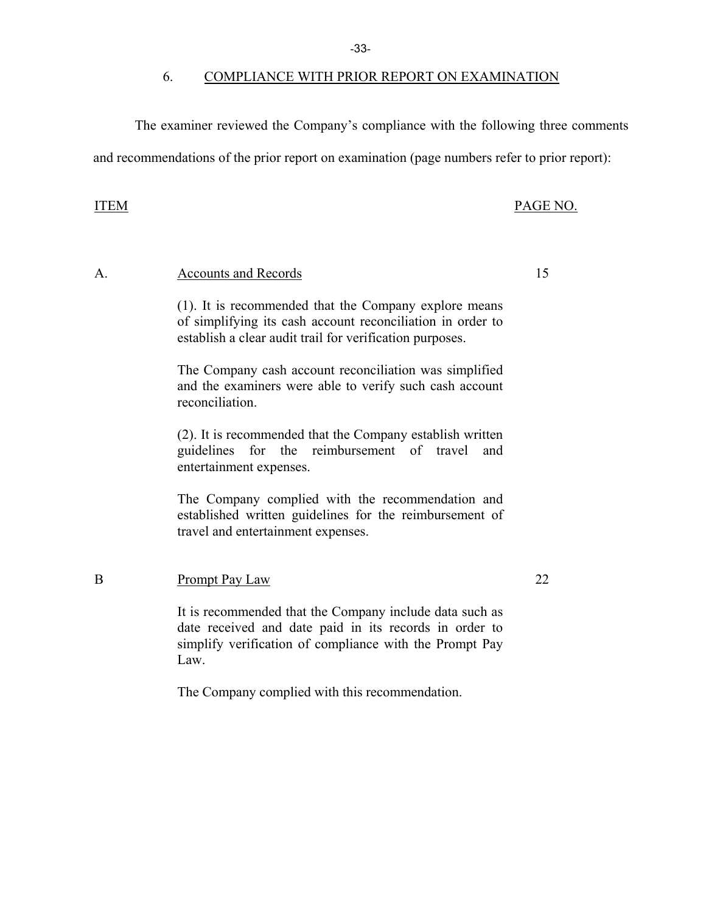## 6. COMPLIANCE WITH PRIOR REPORT ON EXAMINATION

The examiner reviewed the Company's compliance with the following three comments and recommendations of the prior report on examination (page numbers refer to prior report):

| ITEM | | PAGE NO. |
|---|---|---|
| A. | Accounts and Records | 15 |

(1). It is recommended that the Company explore means of simplifying its cash account reconciliation in order to establish a clear audit trail for verification purposes.

The Company cash account reconciliation was simplified and the examiners were able to verify such cash account reconciliation.

(2). It is recommended that the Company establish written guidelines for the reimbursement of travel and entertainment expenses.

The Company complied with the recommendation and established written guidelines for the reimbursement of travel and entertainment expenses.

| ITEM | | PAGE NO. |
|---|---|---|
| B | Prompt Pay Law | 22 |

It is recommended that the Company include data such as date received and date paid in its records in order to simplify verification of compliance with the Prompt Pay Law.

The Company complied with this recommendation.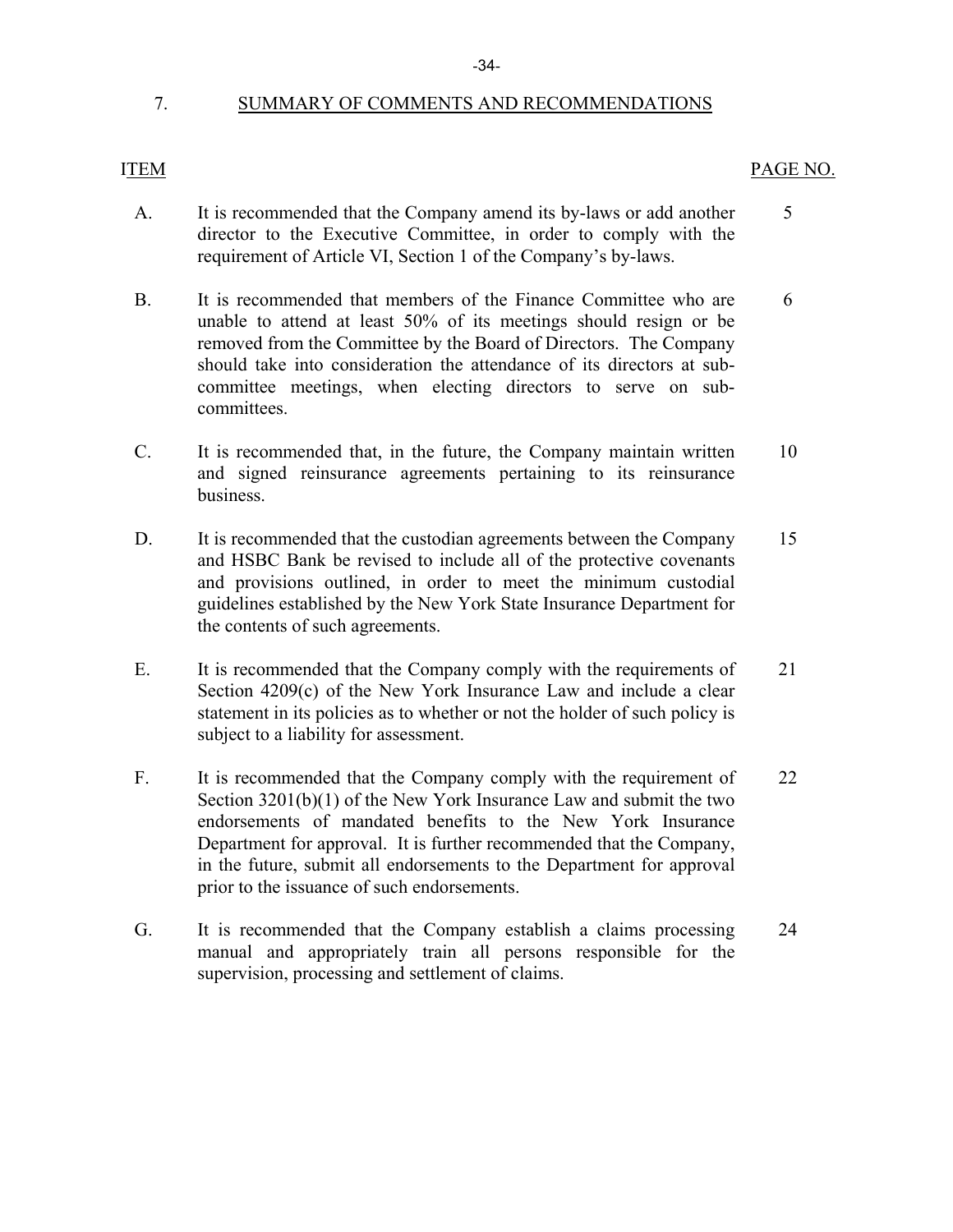## 7. SUMMARY OF COMMENTS AND RECOMMENDATIONS

| ITEM | | PAGE NO. |
|---|---|---|
| A. | It is recommended that the Company amend its by-laws or add another director to the Executive Committee, in order to comply with the requirement of Article VI, Section 1 of the Company's by-laws. | 5 |
| B. | It is recommended that members of the Finance Committee who are unable to attend at least 50% of its meetings should resign or be removed from the Committee by the Board of Directors. The Company should take into consideration the attendance of its directors at sub-committee meetings, when electing directors to serve on sub-committees. | 6 |
| C. | It is recommended that, in the future, the Company maintain written and signed reinsurance agreements pertaining to its reinsurance business. | 10 |
| D. | It is recommended that the custodian agreements between the Company and HSBC Bank be revised to include all of the protective covenants and provisions outlined, in order to meet the minimum custodial guidelines established by the New York State Insurance Department for the contents of such agreements. | 15 |
| E. | It is recommended that the Company comply with the requirements of Section 4209(c) of the New York Insurance Law and include a clear statement in its policies as to whether or not the holder of such policy is subject to a liability for assessment. | 21 |
| F. | It is recommended that the Company comply with the requirement of Section 3201(b)(1) of the New York Insurance Law and submit the two endorsements of mandated benefits to the New York Insurance Department for approval. It is further recommended that the Company, in the future, submit all endorsements to the Department for approval prior to the issuance of such endorsements. | 22 |
| G. | It is recommended that the Company establish a claims processing manual and appropriately train all persons responsible for the supervision, processing and settlement of claims. | 24 |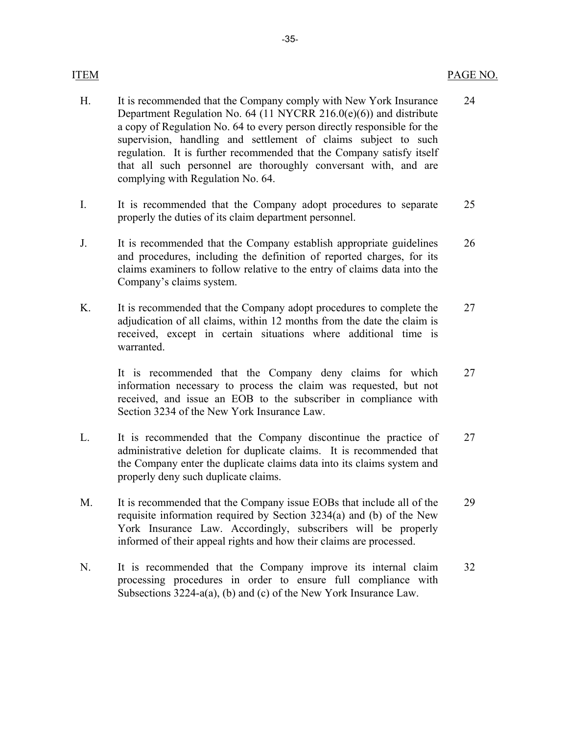| ITEM | | PAGE NO. |
|---|---|---|
| H. | It is recommended that the Company comply with New York Insurance Department Regulation No. 64 (11 NYCRR 216.0(e)(6)) and distribute a copy of Regulation No. 64 to every person directly responsible for the supervision, handling and settlement of claims subject to such regulation. It is further recommended that the Company satisfy itself that all such personnel are thoroughly conversant with, and are complying with Regulation No. 64. | 24 |
| I. | It is recommended that the Company adopt procedures to separate properly the duties of its claim department personnel. | 25 |
| J. | It is recommended that the Company establish appropriate guidelines and procedures, including the definition of reported charges, for its claims examiners to follow relative to the entry of claims data into the Company's claims system. | 26 |
| K. | It is recommended that the Company adopt procedures to complete the adjudication of all claims, within 12 months from the date the claim is received, except in certain situations where additional time is warranted. | 27 |
| | It is recommended that the Company deny claims for which information necessary to process the claim was requested, but not received, and issue an EOB to the subscriber in compliance with Section 3234 of the New York Insurance Law. | 27 |
| L. | It is recommended that the Company discontinue the practice of administrative deletion for duplicate claims. It is recommended that the Company enter the duplicate claims data into its claims system and properly deny such duplicate claims. | 27 |
| M. | It is recommended that the Company issue EOBs that include all of the requisite information required by Section 3234(a) and (b) of the New York Insurance Law. Accordingly, subscribers will be properly informed of their appeal rights and how their claims are processed. | 29 |
| N. | It is recommended that the Company improve its internal claim processing procedures in order to ensure full compliance with Subsections 3224-a(a), (b) and (c) of the New York Insurance Law. | 32 |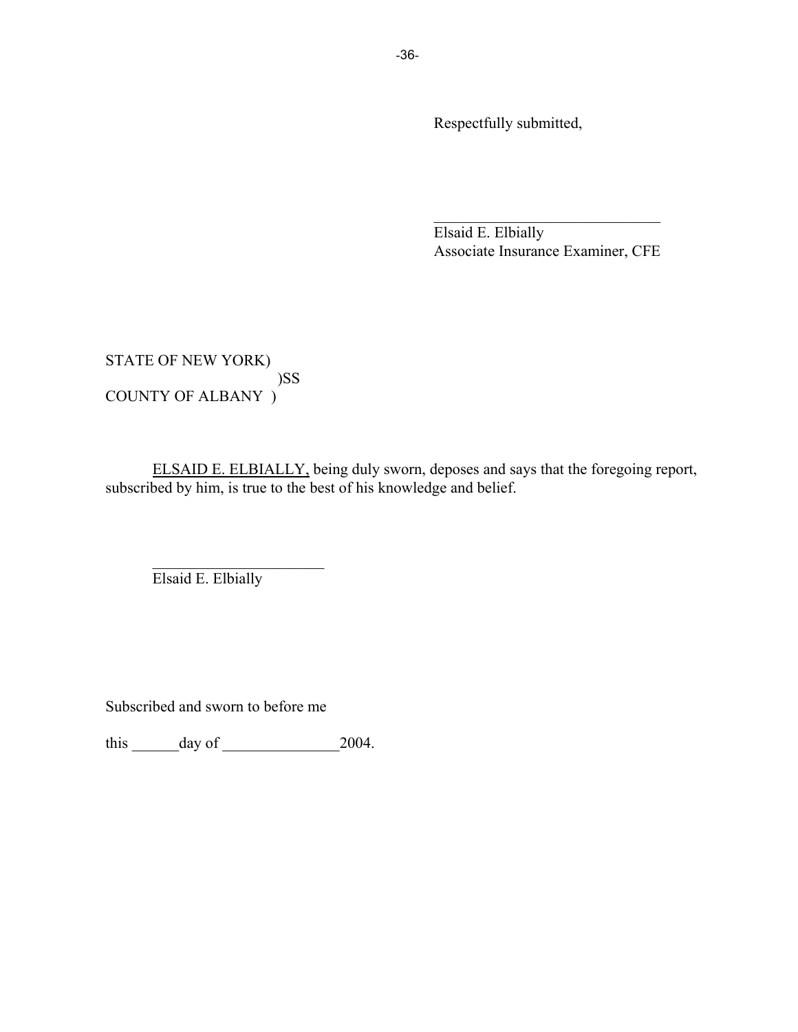Respectfully submitted,

\_\_\_\_\_\_\_\_\_\_\_\_\_\_\_\_\_\_\_\_\_\_\_\_\_\_\_\_\_\_

Elsaid E. Elbially
Associate Insurance Examiner, CFE

STATE OF NEW YORK)
)SS
COUNTY OF ALBANY )

<u>ELSAID E. ELBIALLY,</u> being duly sworn, deposes and says that the foregoing report, subscribed by him, is true to the best of his knowledge and belief.

\_\_\_\_\_\_\_\_\_\_\_\_\_\_\_\_\_\_\_\_\_\_\_\_

Elsaid E. Elbially

Subscribed and sworn to before me

this ______day of _______________2004.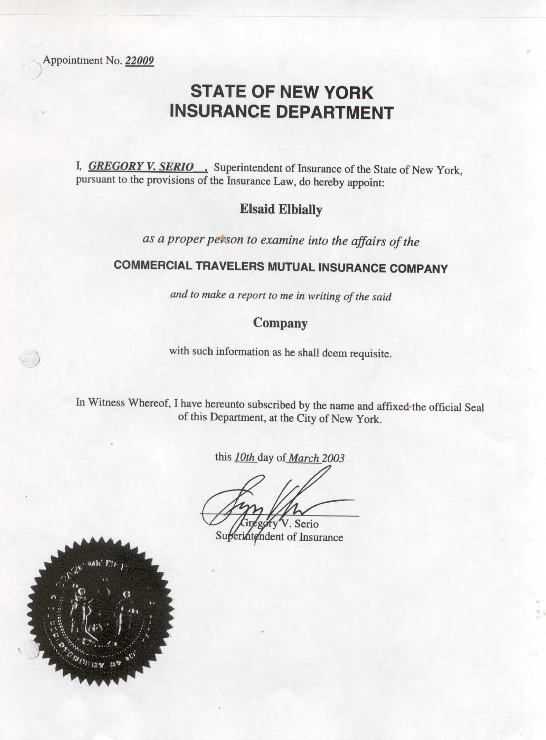Appointment No. ***22009***

# STATE OF NEW YORK
# INSURANCE DEPARTMENT

I, ***GREGORY V. SERIO***, Superintendent of Insurance of the State of New York, pursuant to the provisions of the Insurance Law, do hereby appoint:

**Elsaid Elbially**

*as a proper person to examine into the affairs of the*

**COMMERCIAL TRAVELERS MUTUAL INSURANCE COMPANY**

*and to make a report to me in writing of the said*

**Company**

with such information as he shall deem requisite.

In Witness Whereof, I have hereunto subscribed by the name and affixed the official Seal of this Department, at the City of New York.

this *10th* day of *March 2003*

Gregory V. Serio
Superintendent of Insurance